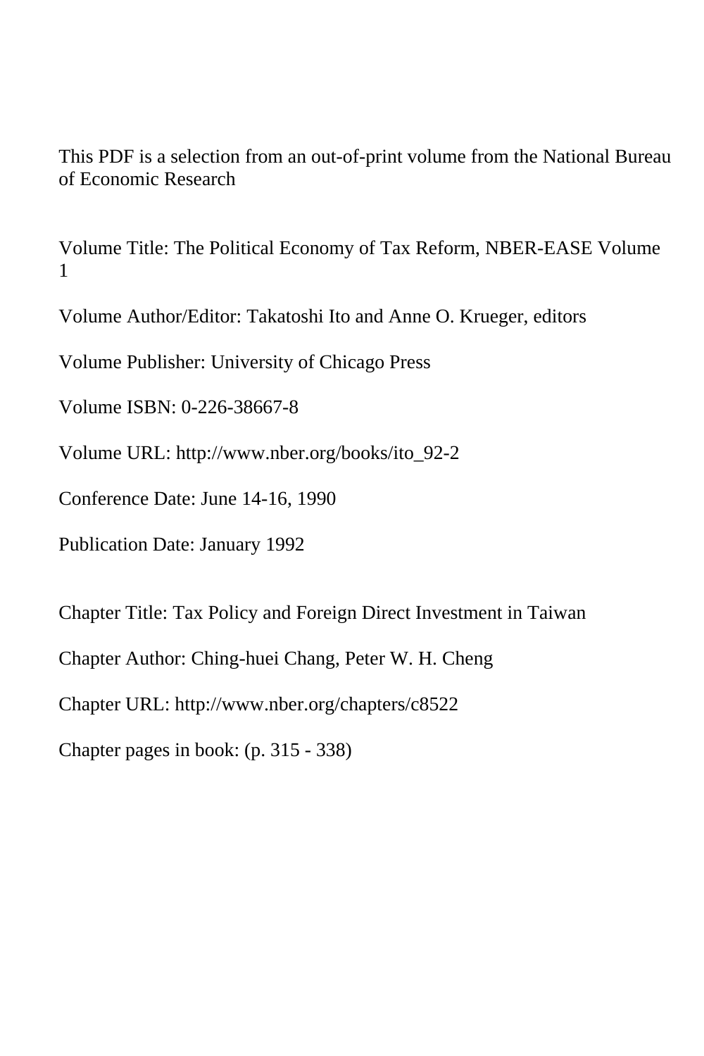This PDF is a selection from an out-of-print volume from the National Bureau of Economic Research

Volume Title: The Political Economy of Tax Reform, NBER-EASE Volume 1

Volume Author/Editor: Takatoshi Ito and Anne O. Krueger, editors

Volume Publisher: University of Chicago Press

Volume ISBN: 0-226-38667-8

Volume URL: http://www.nber.org/books/ito_92-2

Conference Date: June 14-16, 1990

Publication Date: January 1992

Chapter Title: Tax Policy and Foreign Direct Investment in Taiwan

Chapter Author: Ching-huei Chang, Peter W. H. Cheng

Chapter URL: http://www.nber.org/chapters/c8522

Chapter pages in book: (p. 315 - 338)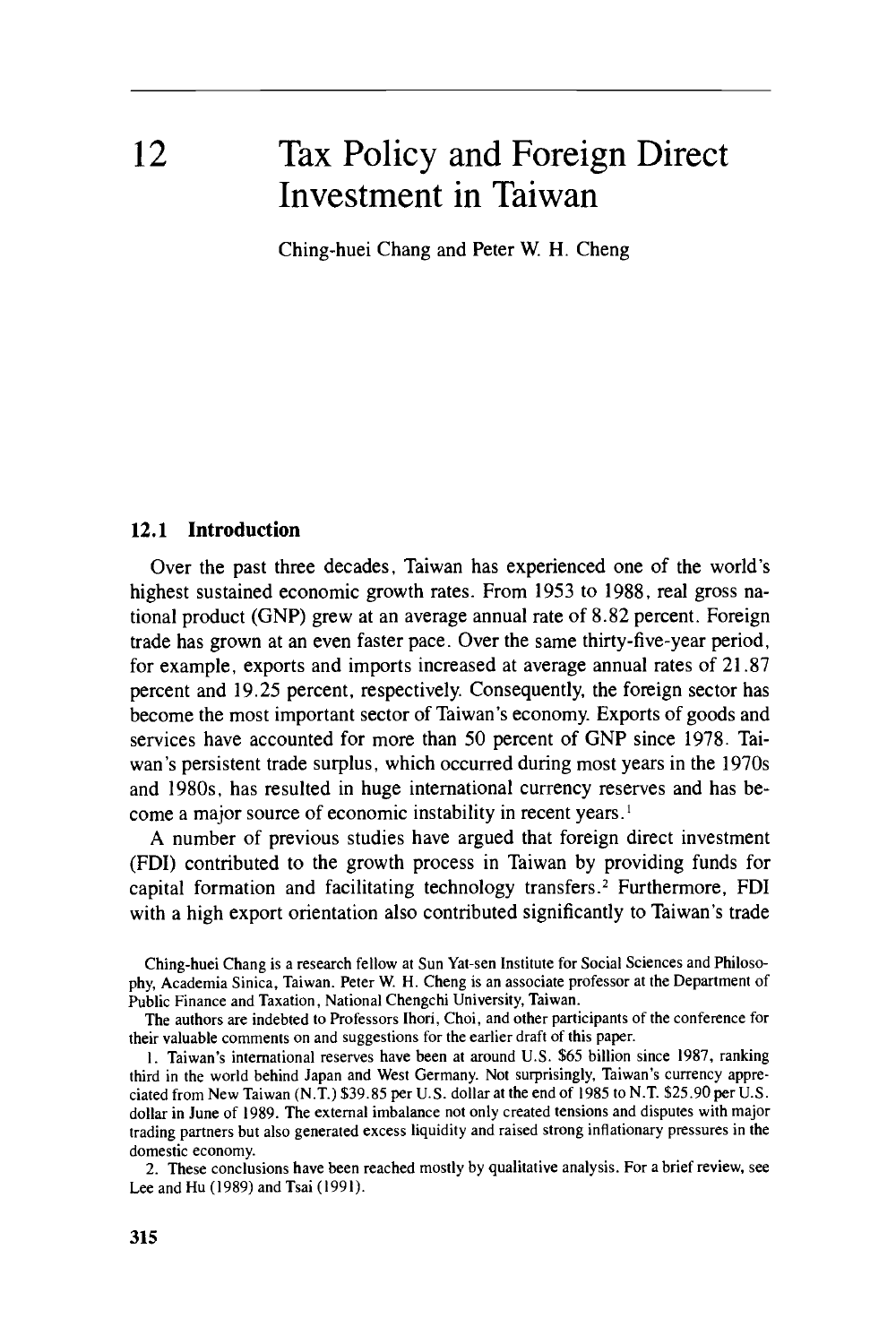# 12 Tax Policy and Foreign Direct Investment in Taiwan

Ching-huei Chang and Peter W. H. Cheng

## 12.1 Introduction

Over the past three decades, Taiwan has experienced one of the world's highest sustained economic growth rates. From 1953 to 1988, real gross national product (GNP) grew at an average annual rate of 8.82 percent. Foreign trade has grown at an even faster pace. Over the same thirty-five-year period, for example, exports and imports increased at average annual rates of 21.87 percent and 19.25 percent, respectively. Consequently, the foreign sector has become the most important sector of Taiwan's economy. Exports of goods and services have accounted for more than 50 percent of GNP since 1978. Taiwan's persistent trade surplus, which occurred during most years in the 1970s and 1980s, has resulted in huge international currency reserves and has become a major source of economic instability in recent years.[1]

A number of previous studies have argued that foreign direct investment (FDI) contributed to the growth process in Taiwan by providing funds for capital formation and facilitating technology transfers.[2] Furthermore, FDI with a high export orientation also contributed significantly to Taiwan's trade

Ching-huei Chang is a research fellow at Sun Yat-sen Institute for Social Sciences and Philosophy, Academia Sinica, Taiwan. Peter W. H. Cheng is an associate professor at the Department of Public Finance and Taxation, National Chengchi University, Taiwan.

The authors are indebted to Professors Ihori, Choi, and other participants of the conference for their valuable comments on and suggestions for the earlier draft of this paper.

1. Taiwan's international reserves have been at around U.S. $65 billion since 1987, ranking third in the world behind Japan and West Germany. Not surprisingly, Taiwan's currency appreciated from New Taiwan (N.T.) $39.85 per U.S. dollar at the end of 1985 to N.T. $25.90 per U.S. dollar in June of 1989. The external imbalance not only created tensions and disputes with major trading partners but also generated excess liquidity and raised strong inflationary pressures in the domestic economy.

2. These conclusions have been reached mostly by qualitative analysis. For a brief review, see Lee and Hu (1989) and Tsai (1991).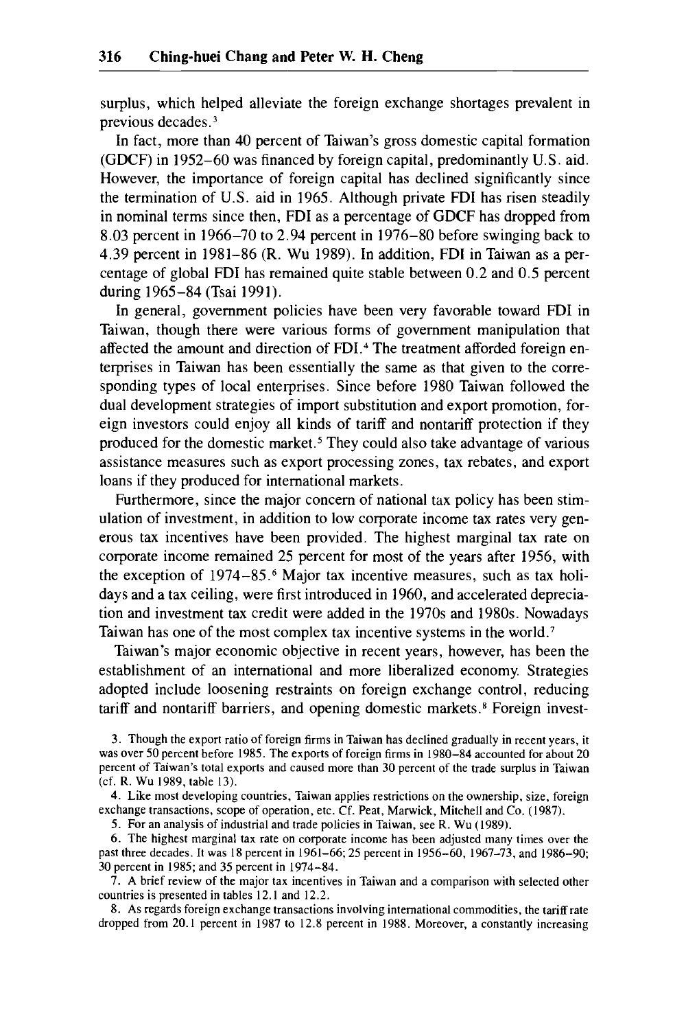surplus, which helped alleviate the foreign exchange shortages prevalent in previous decades.[3]

In fact, more than 40 percent of Taiwan's gross domestic capital formation (GDCF) in 1952–60 was financed by foreign capital, predominantly U.S. aid. However, the importance of foreign capital has declined significantly since the termination of U.S. aid in 1965. Although private FDI has risen steadily in nominal terms since then, FDI as a percentage of GDCF has dropped from 8.03 percent in 1966–70 to 2.94 percent in 1976–80 before swinging back to 4.39 percent in 1981–86 (R. Wu 1989). In addition, FDI in Taiwan as a percentage of global FDI has remained quite stable between 0.2 and 0.5 percent during 1965–84 (Tsai 1991).

In general, government policies have been very favorable toward FDI in Taiwan, though there were various forms of government manipulation that affected the amount and direction of FDI.[4] The treatment afforded foreign enterprises in Taiwan has been essentially the same as that given to the corresponding types of local enterprises. Since before 1980 Taiwan followed the dual development strategies of import substitution and export promotion, foreign investors could enjoy all kinds of tariff and nontariff protection if they produced for the domestic market.[5] They could also take advantage of various assistance measures such as export processing zones, tax rebates, and export loans if they produced for international markets.

Furthermore, since the major concern of national tax policy has been stimulation of investment, in addition to low corporate income tax rates very generous tax incentives have been provided. The highest marginal tax rate on corporate income remained 25 percent for most of the years after 1956, with the exception of 1974–85.[6] Major tax incentive measures, such as tax holidays and a tax ceiling, were first introduced in 1960, and accelerated depreciation and investment tax credit were added in the 1970s and 1980s. Nowadays Taiwan has one of the most complex tax incentive systems in the world.[7]

Taiwan's major economic objective in recent years, however, has been the establishment of an international and more liberalized economy. Strategies adopted include loosening restraints on foreign exchange control, reducing tariff and nontariff barriers, and opening domestic markets.[8] Foreign invest-

3. Though the export ratio of foreign firms in Taiwan has declined gradually in recent years, it was over 50 percent before 1985. The exports of foreign firms in 1980–84 accounted for about 20 percent of Taiwan's total exports and caused more than 30 percent of the trade surplus in Taiwan (cf. R. Wu 1989, table 13).

4. Like most developing countries, Taiwan applies restrictions on the ownership, size, foreign exchange transactions, scope of operation, etc. Cf. Peat, Marwick, Mitchell and Co. (1987).

5. For an analysis of industrial and trade policies in Taiwan, see R. Wu (1989).

6. The highest marginal tax rate on corporate income has been adjusted many times over the past three decades. It was 18 percent in 1961–66; 25 percent in 1956–60, 1967–73, and 1986–90; 30 percent in 1985; and 35 percent in 1974–84.

7. A brief review of the major tax incentives in Taiwan and a comparison with selected other countries is presented in tables 12.1 and 12.2.

8. As regards foreign exchange transactions involving international commodities, the tariff rate dropped from 20.1 percent in 1987 to 12.8 percent in 1988. Moreover, a constantly increasing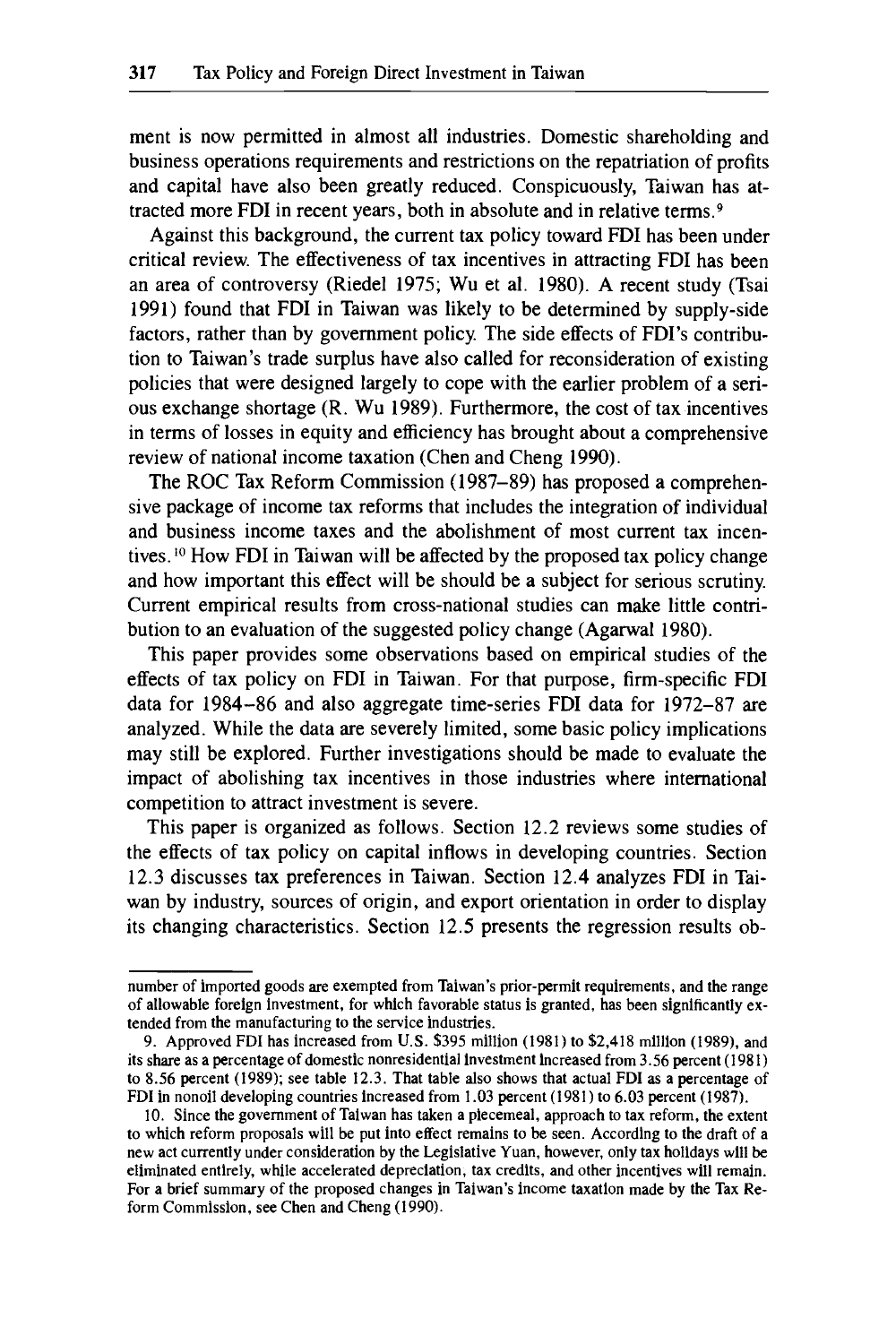ment is now permitted in almost all industries. Domestic shareholding and business operations requirements and restrictions on the repatriation of profits and capital have also been greatly reduced. Conspicuously, Taiwan has attracted more FDI in recent years, both in absolute and in relative terms.[9]

Against this background, the current tax policy toward FDI has been under critical review. The effectiveness of tax incentives in attracting FDI has been an area of controversy (Riedel 1975; Wu et al. 1980). A recent study (Tsai 1991) found that FDI in Taiwan was likely to be determined by supply-side factors, rather than by government policy. The side effects of FDI's contribution to Taiwan's trade surplus have also called for reconsideration of existing policies that were designed largely to cope with the earlier problem of a serious exchange shortage (R. Wu 1989). Furthermore, the cost of tax incentives in terms of losses in equity and efficiency has brought about a comprehensive review of national income taxation (Chen and Cheng 1990).

The ROC Tax Reform Commission (1987–89) has proposed a comprehensive package of income tax reforms that includes the integration of individual and business income taxes and the abolishment of most current tax incentives.[10] How FDI in Taiwan will be affected by the proposed tax policy change and how important this effect will be should be a subject for serious scrutiny. Current empirical results from cross-national studies can make little contribution to an evaluation of the suggested policy change (Agarwal 1980).

This paper provides some observations based on empirical studies of the effects of tax policy on FDI in Taiwan. For that purpose, firm-specific FDI data for 1984–86 and also aggregate time-series FDI data for 1972–87 are analyzed. While the data are severely limited, some basic policy implications may still be explored. Further investigations should be made to evaluate the impact of abolishing tax incentives in those industries where international competition to attract investment is severe.

This paper is organized as follows. Section 12.2 reviews some studies of the effects of tax policy on capital inflows in developing countries. Section 12.3 discusses tax preferences in Taiwan. Section 12.4 analyzes FDI in Taiwan by industry, sources of origin, and export orientation in order to display its changing characteristics. Section 12.5 presents the regression results ob-

---

number of imported goods are exempted from Taiwan's prior-permit requirements, and the range of allowable foreign investment, for which favorable status is granted, has been significantly extended from the manufacturing to the service industries.

9. Approved FDI has increased from U.S. $395 million (1981) to $2,418 million (1989), and its share as a percentage of domestic nonresidential investment increased from 3.56 percent (1981) to 8.56 percent (1989); see table 12.3. That table also shows that actual FDI as a percentage of FDI in nonoil developing countries increased from 1.03 percent (1981) to 6.03 percent (1987).

10. Since the government of Taiwan has taken a piecemeal, approach to tax reform, the extent to which reform proposals will be put into effect remains to be seen. According to the draft of a new act currently under consideration by the Legislative Yuan, however, only tax holidays will be eliminated entirely, while accelerated depreciation, tax credits, and other incentives will remain. For a brief summary of the proposed changes in Taiwan's income taxation made by the Tax Reform Commission, see Chen and Cheng (1990).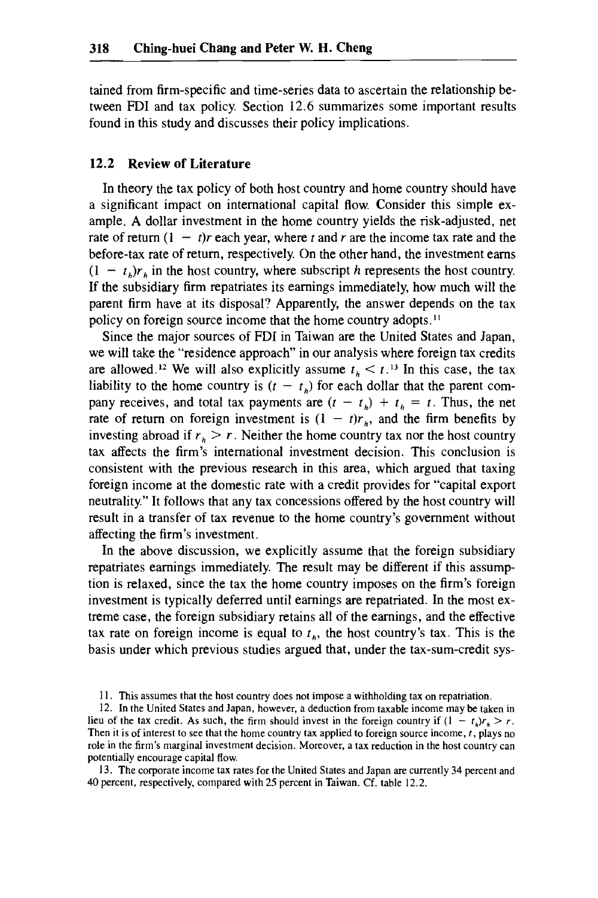tained from firm-specific and time-series data to ascertain the relationship between FDI and tax policy. Section 12.6 summarizes some important results found in this study and discusses their policy implications.

## 12.2 Review of Literature

In theory the tax policy of both host country and home country should have a significant impact on international capital flow. Consider this simple example. A dollar investment in the home country yields the risk-adjusted, net rate of return $(1 - t)r$ each year, where $t$ and $r$ are the income tax rate and the before-tax rate of return, respectively. On the other hand, the investment earns $(1 - t_h)r_h$ in the host country, where subscript $h$ represents the host country. If the subsidiary firm repatriates its earnings immediately, how much will the parent firm have at its disposal? Apparently, the answer depends on the tax policy on foreign source income that the home country adopts.[11]

Since the major sources of FDI in Taiwan are the United States and Japan, we will take the "residence approach" in our analysis where foreign tax credits are allowed.[12] We will also explicitly assume $t_h < t$.[13] In this case, the tax liability to the home country is $(t - t_h)$ for each dollar that the parent company receives, and total tax payments are $(t - t_h) + t_h = t$. Thus, the net rate of return on foreign investment is $(1 - t)r_h$, and the firm benefits by investing abroad if $r_h > r$. Neither the home country tax nor the host country tax affects the firm's international investment decision. This conclusion is consistent with the previous research in this area, which argued that taxing foreign income at the domestic rate with a credit provides for "capital export neutrality." It follows that any tax concessions offered by the host country will result in a transfer of tax revenue to the home country's government without affecting the firm's investment.

In the above discussion, we explicitly assume that the foreign subsidiary repatriates earnings immediately. The result may be different if this assumption is relaxed, since the tax the home country imposes on the firm's foreign investment is typically deferred until earnings are repatriated. In the most extreme case, the foreign subsidiary retains all of the earnings, and the effective tax rate on foreign income is equal to $t_h$, the host country's tax. This is the basis under which previous studies argued that, under the tax-sum-credit sys-

11. This assumes that the host country does not impose a withholding tax on repatriation.

12. In the United States and Japan, however, a deduction from taxable income may be taken in lieu of the tax credit. As such, the firm should invest in the foreign country if $(1 - t_h)r_h > r$. Then it is of interest to see that the home country tax applied to foreign source income, $t$, plays no role in the firm's marginal investment decision. Moreover, a tax reduction in the host country can potentially encourage capital flow.

13. The corporate income tax rates for the United States and Japan are currently 34 percent and 40 percent, respectively, compared with 25 percent in Taiwan. Cf. table 12.2.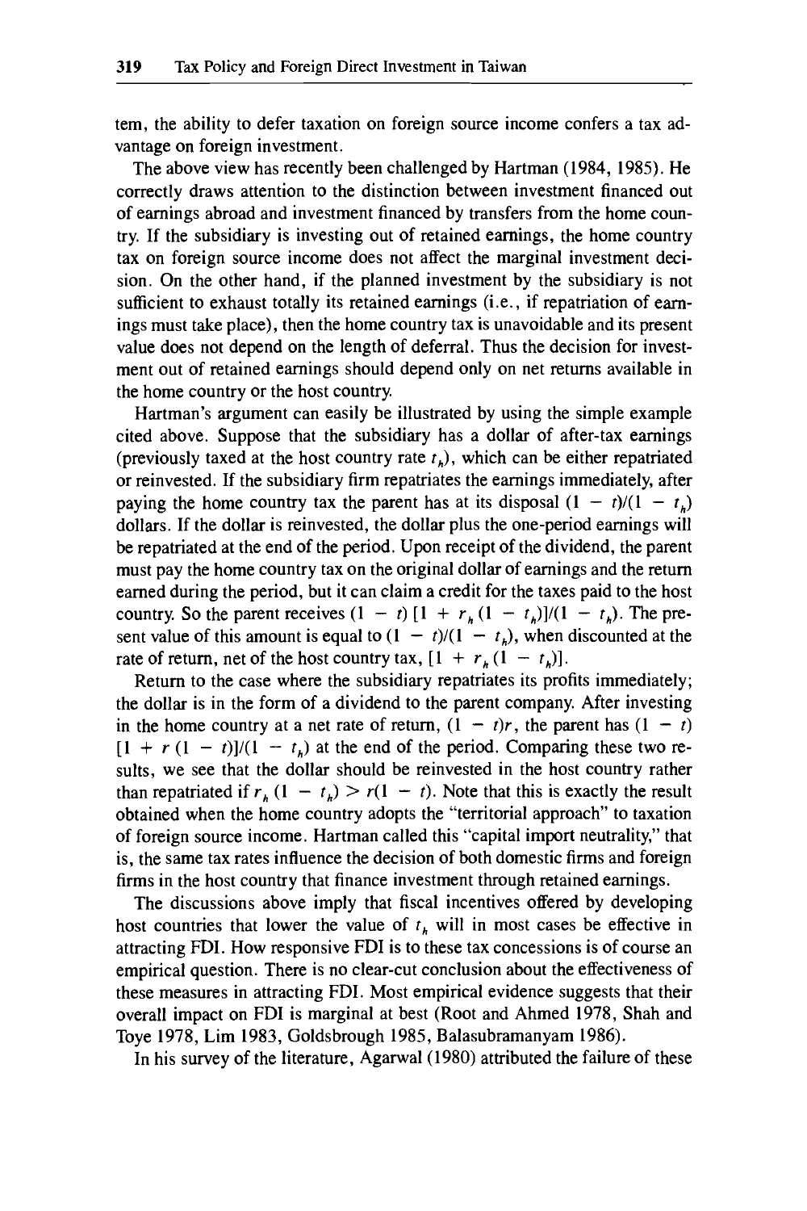tem, the ability to defer taxation on foreign source income confers a tax advantage on foreign investment.

The above view has recently been challenged by Hartman (1984, 1985). He correctly draws attention to the distinction between investment financed out of earnings abroad and investment financed by transfers from the home country. If the subsidiary is investing out of retained earnings, the home country tax on foreign source income does not affect the marginal investment decision. On the other hand, if the planned investment by the subsidiary is not sufficient to exhaust totally its retained earnings (i.e., if repatriation of earnings must take place), then the home country tax is unavoidable and its present value does not depend on the length of deferral. Thus the decision for investment out of retained earnings should depend only on net returns available in the home country or the host country.

Hartman's argument can easily be illustrated by using the simple example cited above. Suppose that the subsidiary has a dollar of after-tax earnings (previously taxed at the host country rate $t_h$), which can be either repatriated or reinvested. If the subsidiary firm repatriates the earnings immediately, after paying the home country tax the parent has at its disposal $(1 - t)/(1 - t_h)$ dollars. If the dollar is reinvested, the dollar plus the one-period earnings will be repatriated at the end of the period. Upon receipt of the dividend, the parent must pay the home country tax on the original dollar of earnings and the return earned during the period, but it can claim a credit for the taxes paid to the host country. So the parent receives $(1 - t)\,[1 + r_h(1 - t_h)]/(1 - t_h)$. The present value of this amount is equal to $(1 - t)/(1 - t_h)$, when discounted at the rate of return, net of the host country tax, $[1 + r_h(1 - t_h)]$.

Return to the case where the subsidiary repatriates its profits immediately; the dollar is in the form of a dividend to the parent company. After investing in the home country at a net rate of return, $(1 - t)r$, the parent has $(1 - t)$ $[1 + r(1 - t)]/(1 - t_h)$ at the end of the period. Comparing these two results, we see that the dollar should be reinvested in the host country rather than repatriated if $r_h(1 - t_h) > r(1 - t)$. Note that this is exactly the result obtained when the home country adopts the "territorial approach" to taxation of foreign source income. Hartman called this "capital import neutrality," that is, the same tax rates influence the decision of both domestic firms and foreign firms in the host country that finance investment through retained earnings.

The discussions above imply that fiscal incentives offered by developing host countries that lower the value of $t_h$ will in most cases be effective in attracting FDI. How responsive FDI is to these tax concessions is of course an empirical question. There is no clear-cut conclusion about the effectiveness of these measures in attracting FDI. Most empirical evidence suggests that their overall impact on FDI is marginal at best (Root and Ahmed 1978, Shah and Toye 1978, Lim 1983, Goldsbrough 1985, Balasubramanyam 1986).

In his survey of the literature, Agarwal (1980) attributed the failure of these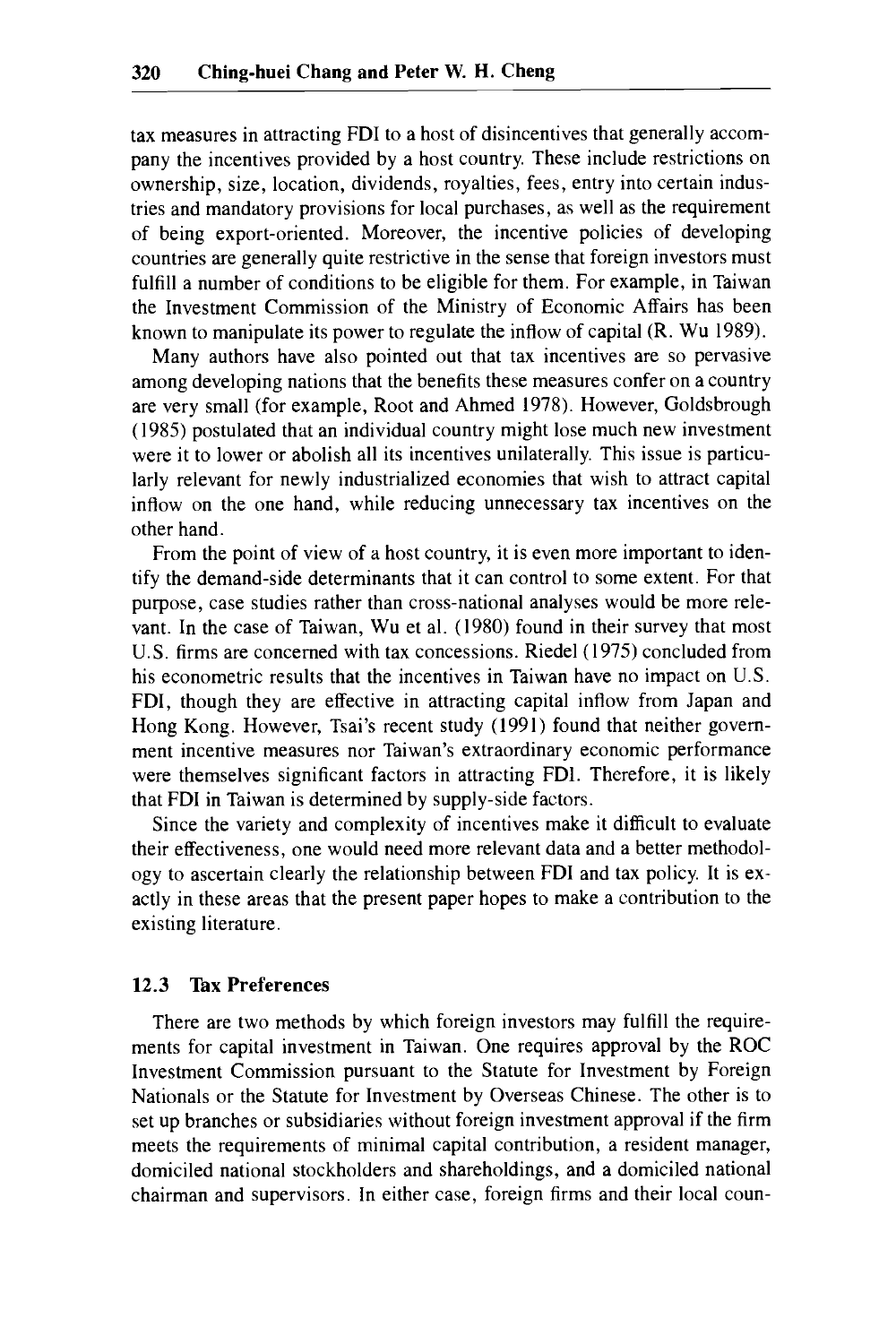tax measures in attracting FDI to a host of disincentives that generally accompany the incentives provided by a host country. These include restrictions on ownership, size, location, dividends, royalties, fees, entry into certain industries and mandatory provisions for local purchases, as well as the requirement of being export-oriented. Moreover, the incentive policies of developing countries are generally quite restrictive in the sense that foreign investors must fulfill a number of conditions to be eligible for them. For example, in Taiwan the Investment Commission of the Ministry of Economic Affairs has been known to manipulate its power to regulate the inflow of capital (R. Wu 1989).

Many authors have also pointed out that tax incentives are so pervasive among developing nations that the benefits these measures confer on a country are very small (for example, Root and Ahmed 1978). However, Goldsbrough (1985) postulated that an individual country might lose much new investment were it to lower or abolish all its incentives unilaterally. This issue is particularly relevant for newly industrialized economies that wish to attract capital inflow on the one hand, while reducing unnecessary tax incentives on the other hand.

From the point of view of a host country, it is even more important to identify the demand-side determinants that it can control to some extent. For that purpose, case studies rather than cross-national analyses would be more relevant. In the case of Taiwan, Wu et al. (1980) found in their survey that most U.S. firms are concerned with tax concessions. Riedel (1975) concluded from his econometric results that the incentives in Taiwan have no impact on U.S. FDI, though they are effective in attracting capital inflow from Japan and Hong Kong. However, Tsai's recent study (1991) found that neither government incentive measures nor Taiwan's extraordinary economic performance were themselves significant factors in attracting FDI. Therefore, it is likely that FDI in Taiwan is determined by supply-side factors.

Since the variety and complexity of incentives make it difficult to evaluate their effectiveness, one would need more relevant data and a better methodology to ascertain clearly the relationship between FDI and tax policy. It is exactly in these areas that the present paper hopes to make a contribution to the existing literature.

## 12.3 Tax Preferences

There are two methods by which foreign investors may fulfill the requirements for capital investment in Taiwan. One requires approval by the ROC Investment Commission pursuant to the Statute for Investment by Foreign Nationals or the Statute for Investment by Overseas Chinese. The other is to set up branches or subsidiaries without foreign investment approval if the firm meets the requirements of minimal capital contribution, a resident manager, domiciled national stockholders and shareholdings, and a domiciled national chairman and supervisors. In either case, foreign firms and their local coun-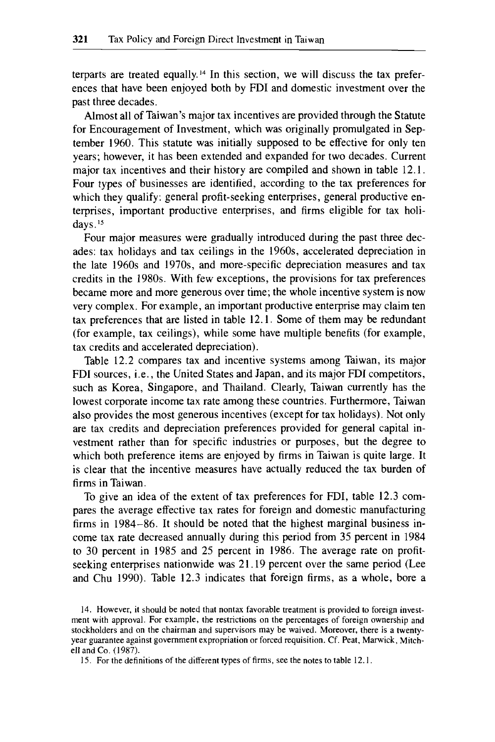terparts are treated equally.[14] In this section, we will discuss the tax preferences that have been enjoyed both by FDI and domestic investment over the past three decades.

Almost all of Taiwan's major tax incentives are provided through the Statute for Encouragement of Investment, which was originally promulgated in September 1960. This statute was initially supposed to be effective for only ten years; however, it has been extended and expanded for two decades. Current major tax incentives and their history are compiled and shown in table 12.1. Four types of businesses are identified, according to the tax preferences for which they qualify: general profit-seeking enterprises, general productive enterprises, important productive enterprises, and firms eligible for tax holidays.[15]

Four major measures were gradually introduced during the past three decades: tax holidays and tax ceilings in the 1960s, accelerated depreciation in the late 1960s and 1970s, and more-specific depreciation measures and tax credits in the 1980s. With few exceptions, the provisions for tax preferences became more and more generous over time; the whole incentive system is now very complex. For example, an important productive enterprise may claim ten tax preferences that are listed in table 12.1. Some of them may be redundant (for example, tax ceilings), while some have multiple benefits (for example, tax credits and accelerated depreciation).

Table 12.2 compares tax and incentive systems among Taiwan, its major FDI sources, i.e., the United States and Japan, and its major FDI competitors, such as Korea, Singapore, and Thailand. Clearly, Taiwan currently has the lowest corporate income tax rate among these countries. Furthermore, Taiwan also provides the most generous incentives (except for tax holidays). Not only are tax credits and depreciation preferences provided for general capital investment rather than for specific industries or purposes, but the degree to which both preference items are enjoyed by firms in Taiwan is quite large. It is clear that the incentive measures have actually reduced the tax burden of firms in Taiwan.

To give an idea of the extent of tax preferences for FDI, table 12.3 compares the average effective tax rates for foreign and domestic manufacturing firms in 1984–86. It should be noted that the highest marginal business income tax rate decreased annually during this period from 35 percent in 1984 to 30 percent in 1985 and 25 percent in 1986. The average rate on profit-seeking enterprises nationwide was 21.19 percent over the same period (Lee and Chu 1990). Table 12.3 indicates that foreign firms, as a whole, bore a

14. However, it should be noted that nontax favorable treatment is provided to foreign investment with approval. For example, the restrictions on the percentages of foreign ownership and stockholders and on the chairman and supervisors may be waived. Moreover, there is a twenty-year guarantee against government expropriation or forced requisition. Cf. Peat, Marwick, Mitchell and Co. (1987).

15. For the definitions of the different types of firms, see the notes to table 12.1.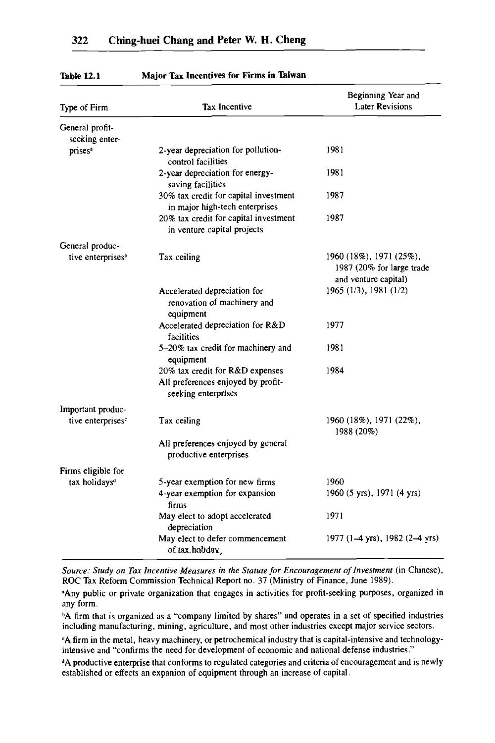**Table 12.1 Major Tax Incentives for Firms in Taiwan**

| Type of Firm | Tax Incentive | Beginning Year and Later Revisions |
|---|---|---|
| General profit-seeking enterprises[a] | 2-year depreciation for pollution-control facilities | 1981 |
| | 2-year depreciation for energy-saving facilities | 1981 |
| | 30% tax credit for capital investment in major high-tech enterprises | 1987 |
| | 20% tax credit for capital investment in venture capital projects | 1987 |
| General productive enterprises[b] | Tax ceiling | 1960 (18%), 1971 (25%), 1987 (20% for large trade and venture capital) |
| | Accelerated depreciation for renovation of machinery and equipment | 1965 (1/3), 1981 (1/2) |
| | Accelerated depreciation for R&D facilities | 1977 |
| | 5–20% tax credit for machinery and equipment | 1981 |
| | 20% tax credit for R&D expenses | 1984 |
| | All preferences enjoyed by profit-seeking enterprises | |
| Important productive enterprises[c] | Tax ceiling | 1960 (18%), 1971 (22%), 1988 (20%) |
| | All preferences enjoyed by general productive enterprises | |
| Firms eligible for tax holidays[d] | 5-year exemption for new firms | 1960 |
| | 4-year exemption for expansion firms | 1960 (5 yrs), 1971 (4 yrs) |
| | May elect to adopt accelerated depreciation | 1971 |
| | May elect to defer commencement of tax holiday | 1977 (1–4 yrs), 1982 (2–4 yrs) |

*Source: Study on Tax Incentive Measures in the Statute for Encouragement of Investment* (in Chinese), ROC Tax Reform Commission Technical Report no. 37 (Ministry of Finance, June 1989).

[a]Any public or private organization that engages in activities for profit-seeking purposes, organized in any form.

[b]A firm that is organized as a "company limited by shares" and operates in a set of specified industries including manufacturing, mining, agriculture, and most other industries except major service sectors.

[c]A firm in the metal, heavy machinery, or petrochemical industry that is capital-intensive and technology-intensive and "confirms the need for development of economic and national defense industries."

[d]A productive enterprise that conforms to regulated categories and criteria of encouragement and is newly established or effects an expanion of equipment through an increase of capital.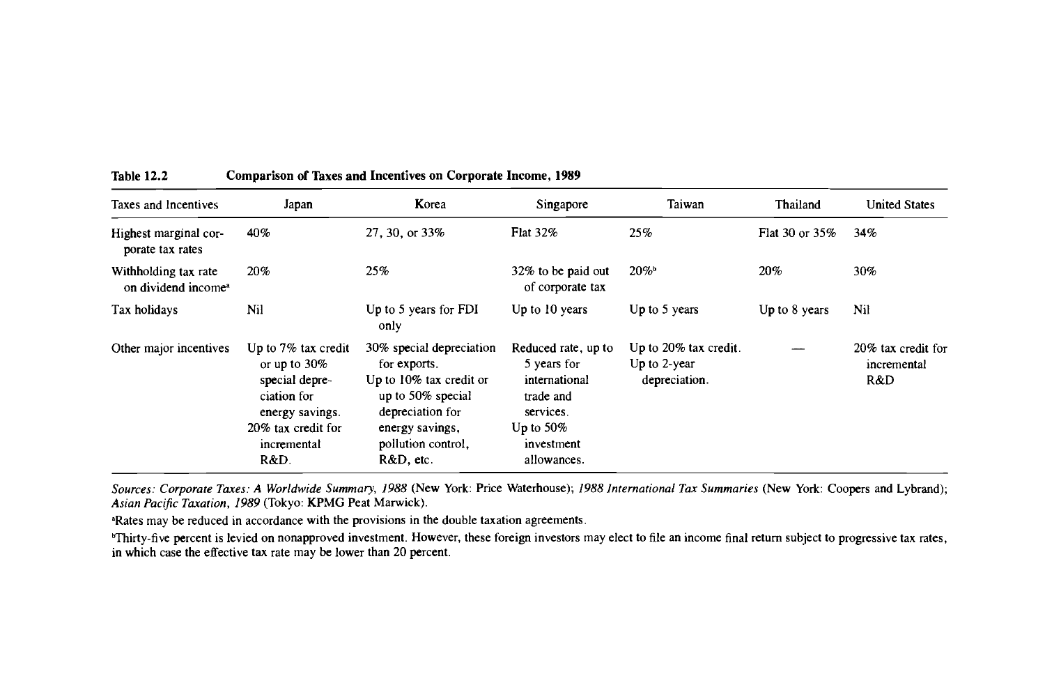**Table 12.2 Comparison of Taxes and Incentives on Corporate Income, 1989**

| Taxes and Incentives | Japan | Korea | Singapore | Taiwan | Thailand | United States |
|---|---|---|---|---|---|---|
| Highest marginal corporate tax rates | 40% | 27, 30, or 33% | Flat 32% | 25% | Flat 30 or 35% | 34% |
| Withholding tax rate on dividend income[a] | 20% | 25% | 32% to be paid out of corporate tax | 20%[b] | 20% | 30% |
| Tax holidays | Nil | Up to 5 years for FDI only | Up to 10 years | Up to 5 years | Up to 8 years | Nil |
| Other major incentives | Up to 7% tax credit or up to 30% special depreciation for energy savings. 20% tax credit for incremental R&D. | 30% special depreciation for exports. Up to 10% tax credit or up to 50% special depreciation for energy savings, pollution control, R&D, etc. | Reduced rate, up to 5 years for international trade and services. Up to 50% investment allowances. | Up to 20% tax credit. Up to 2-year depreciation. | — | 20% tax credit for incremental R&D |

*Sources: Corporate Taxes: A Worldwide Summary, 1988* (New York: Price Waterhouse); *1988 International Tax Summaries* (New York: Coopers and Lybrand); *Asian Pacific Taxation, 1989* (Tokyo: KPMG Peat Marwick).

[a]Rates may be reduced in accordance with the provisions in the double taxation agreements.

[b]Thirty-five percent is levied on nonapproved investment. However, these foreign investors may elect to file an income final return subject to progressive tax rates, in which case the effective tax rate may be lower than 20 percent.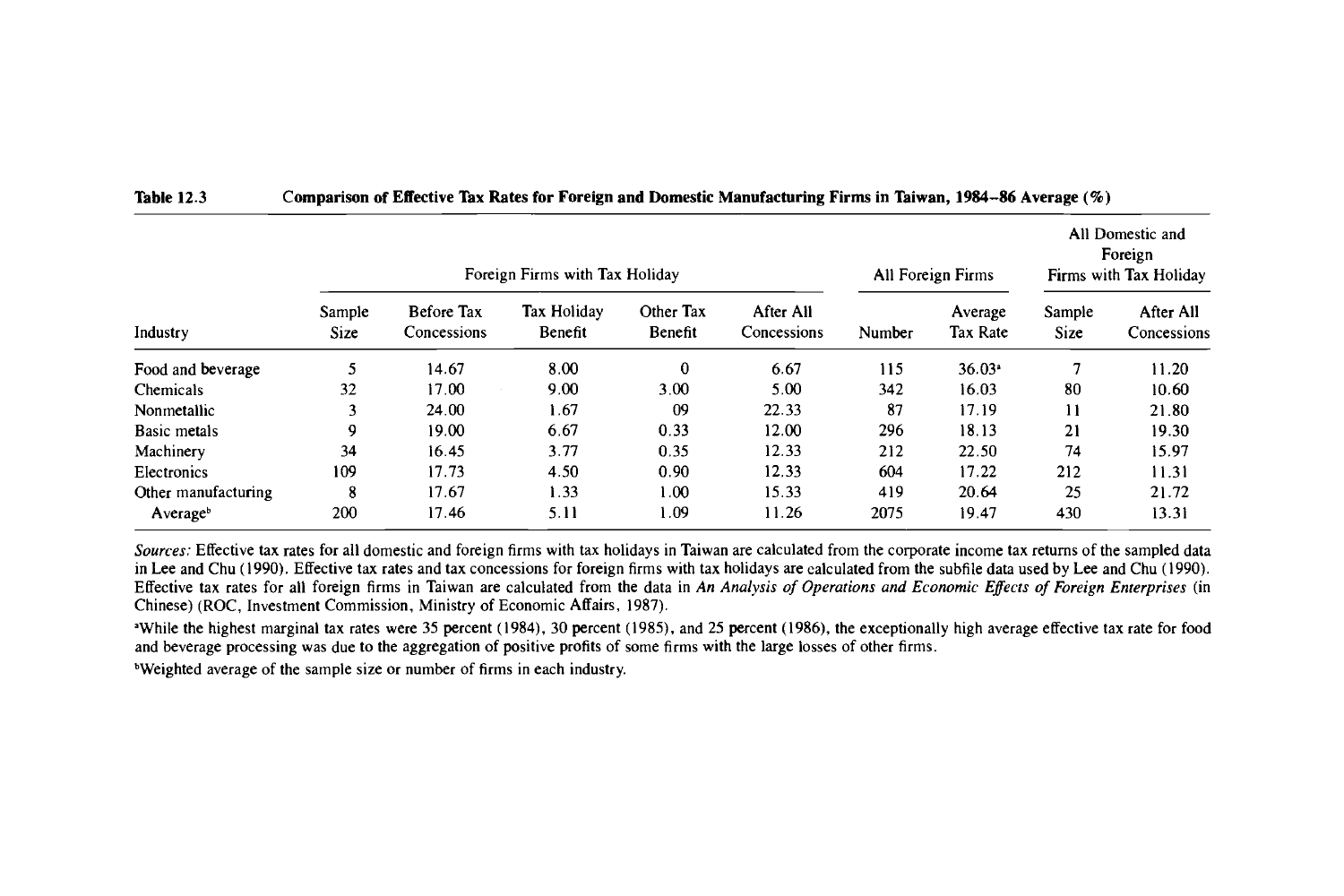**Table 12.3 Comparison of Effective Tax Rates for Foreign and Domestic Manufacturing Firms in Taiwan, 1984–86 Average (%)**

| | Foreign Firms with Tax Holiday | | | | | All Foreign Firms | | All Domestic and Foreign Firms with Tax Holiday | |
|---|---|---|---|---|---|---|---|---|---|
| Industry | Sample Size | Before Tax Concessions | Tax Holiday Benefit | Other Tax Benefit | After All Concessions | Number | Average Tax Rate | Sample Size | After All Concessions |
| Food and beverage | 5 | 14.67 | 8.00 | 0 | 6.67 | 115 | 36.03[a] | 7 | 11.20 |
| Chemicals | 32 | 17.00 | 9.00 | 3.00 | 5.00 | 342 | 16.03 | 80 | 10.60 |
| Nonmetallic | 3 | 24.00 | 1.67 | 09 | 22.33 | 87 | 17.19 | 11 | 21.80 |
| Basic metals | 9 | 19.00 | 6.67 | 0.33 | 12.00 | 296 | 18.13 | 21 | 19.30 |
| Machinery | 34 | 16.45 | 3.77 | 0.35 | 12.33 | 212 | 22.50 | 74 | 15.97 |
| Electronics | 109 | 17.73 | 4.50 | 0.90 | 12.33 | 604 | 17.22 | 212 | 11.31 |
| Other manufacturing | 8 | 17.67 | 1.33 | 1.00 | 15.33 | 419 | 20.64 | 25 | 21.72 |
| Average[b] | 200 | 17.46 | 5.11 | 1.09 | 11.26 | 2075 | 19.47 | 430 | 13.31 |

*Sources:* Effective tax rates for all domestic and foreign firms with tax holidays in Taiwan are calculated from the corporate income tax returns of the sampled data in Lee and Chu (1990). Effective tax rates and tax concessions for foreign firms with tax holidays are calculated from the subfile data used by Lee and Chu (1990). Effective tax rates for all foreign firms in Taiwan are calculated from the data in *An Analysis of Operations and Economic Effects of Foreign Enterprises* (in Chinese) (ROC, Investment Commission, Ministry of Economic Affairs, 1987).

[a]While the highest marginal tax rates were 35 percent (1984), 30 percent (1985), and 25 percent (1986), the exceptionally high average effective tax rate for food and beverage processing was due to the aggregation of positive profits of some firms with the large losses of other firms.

[b]Weighted average of the sample size or number of firms in each industry.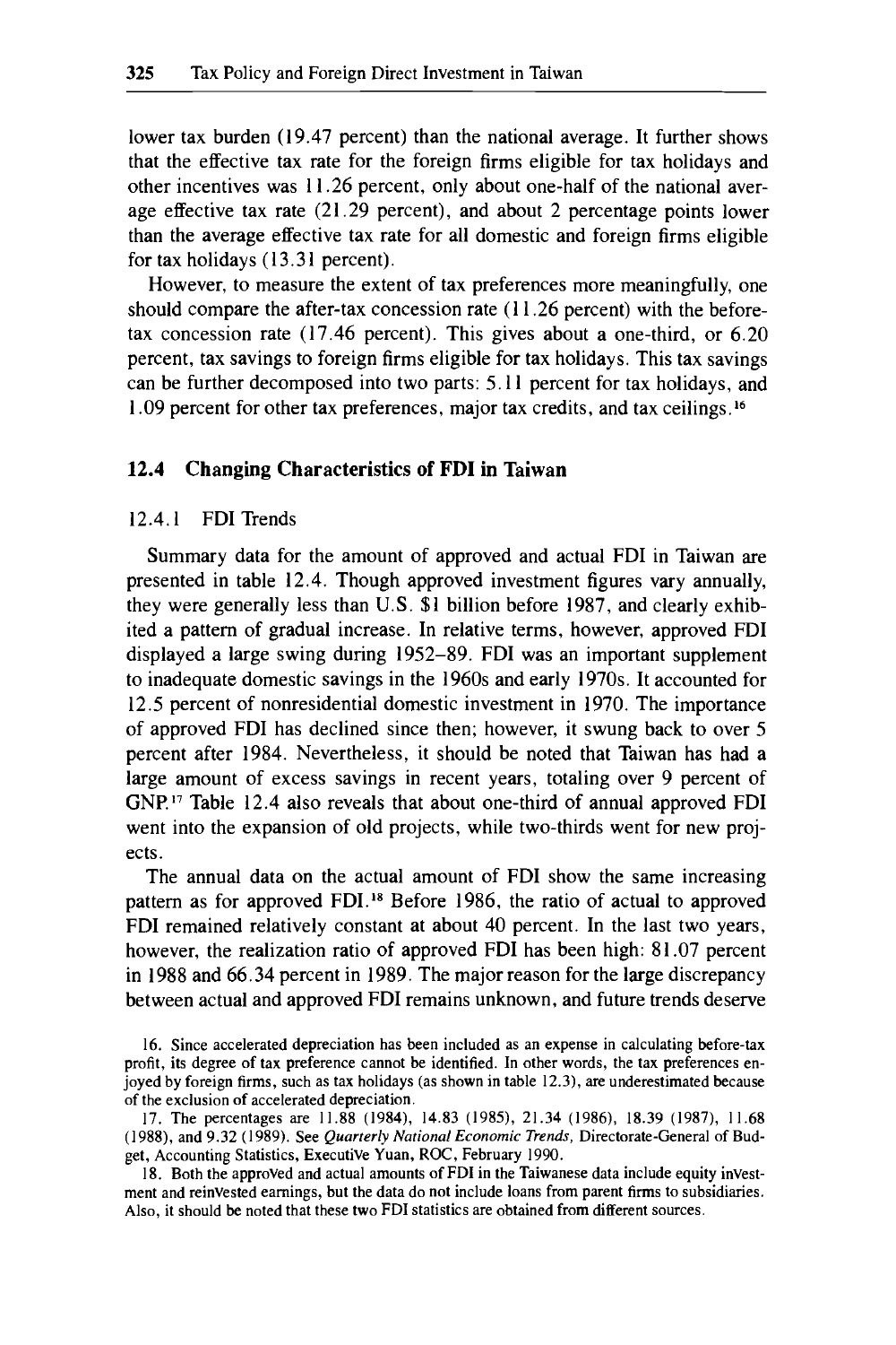lower tax burden (19.47 percent) than the national average. It further shows that the effective tax rate for the foreign firms eligible for tax holidays and other incentives was 11.26 percent, only about one-half of the national average effective tax rate (21.29 percent), and about 2 percentage points lower than the average effective tax rate for all domestic and foreign firms eligible for tax holidays (13.31 percent).

However, to measure the extent of tax preferences more meaningfully, one should compare the after-tax concession rate (11.26 percent) with the before-tax concession rate (17.46 percent). This gives about a one-third, or 6.20 percent, tax savings to foreign firms eligible for tax holidays. This tax savings can be further decomposed into two parts: 5.11 percent for tax holidays, and 1.09 percent for other tax preferences, major tax credits, and tax ceilings.[16]

## 12.4 Changing Characteristics of FDI in Taiwan

### 12.4.1 FDI Trends

Summary data for the amount of approved and actual FDI in Taiwan are presented in table 12.4. Though approved investment figures vary annually, they were generally less than U.S. $1 billion before 1987, and clearly exhibited a pattern of gradual increase. In relative terms, however, approved FDI displayed a large swing during 1952–89. FDI was an important supplement to inadequate domestic savings in the 1960s and early 1970s. It accounted for 12.5 percent of nonresidential domestic investment in 1970. The importance of approved FDI has declined since then; however, it swung back to over 5 percent after 1984. Nevertheless, it should be noted that Taiwan has had a large amount of excess savings in recent years, totaling over 9 percent of GNP.[17] Table 12.4 also reveals that about one-third of annual approved FDI went into the expansion of old projects, while two-thirds went for new projects.

The annual data on the actual amount of FDI show the same increasing pattern as for approved FDI.[18] Before 1986, the ratio of actual to approved FDI remained relatively constant at about 40 percent. In the last two years, however, the realization ratio of approved FDI has been high: 81.07 percent in 1988 and 66.34 percent in 1989. The major reason for the large discrepancy between actual and approved FDI remains unknown, and future trends deserve

16. Since accelerated depreciation has been included as an expense in calculating before-tax profit, its degree of tax preference cannot be identified. In other words, the tax preferences enjoyed by foreign firms, such as tax holidays (as shown in table 12.3), are underestimated because of the exclusion of accelerated depreciation.

17. The percentages are 11.88 (1984), 14.83 (1985), 21.34 (1986), 18.39 (1987), 11.68 (1988), and 9.32 (1989). See *Quarterly National Economic Trends*, Directorate-General of Budget, Accounting Statistics, Executive Yuan, ROC, February 1990.

18. Both the approved and actual amounts of FDI in the Taiwanese data include equity investment and reinvested earnings, but the data do not include loans from parent firms to subsidiaries. Also, it should be noted that these two FDI statistics are obtained from different sources.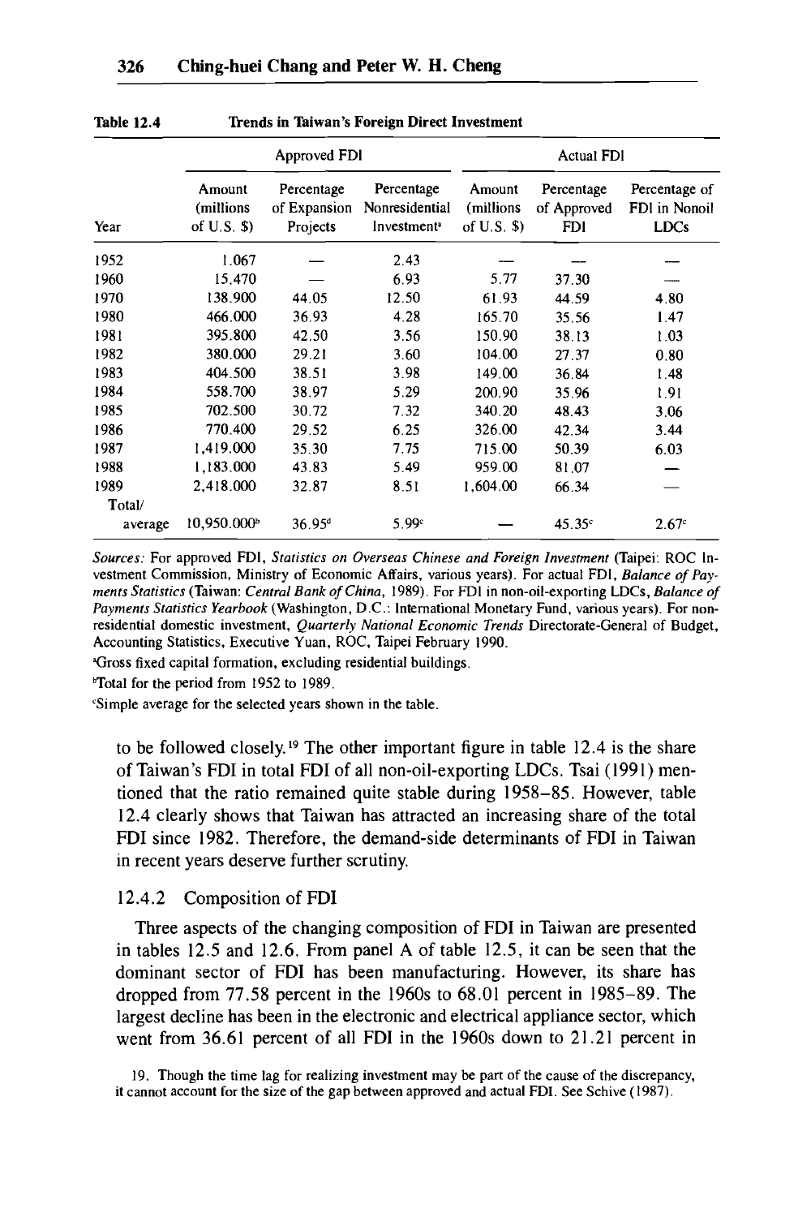**Table 12.4** Trends in Taiwan's Foreign Direct Investment

| | Approved FDI | | | Actual FDI | | |
|---|---|---|---|---|---|---|
| Year | Amount (millions of U.S. $) | Percentage of Expansion Projects | Percentage Nonresidential Investment[a] | Amount (millions of U.S. $) | Percentage of Approved FDI | Percentage of FDI in Nonoil LDCs |
| 1952 | 1.067 | — | 2.43 | — | — | — |
| 1960 | 15.470 | — | 6.93 | 5.77 | 37.30 | — |
| 1970 | 138.900 | 44.05 | 12.50 | 61.93 | 44.59 | 4.80 |
| 1980 | 466.000 | 36.93 | 4.28 | 165.70 | 35.56 | 1.47 |
| 1981 | 395.800 | 42.50 | 3.56 | 150.90 | 38.13 | 1.03 |
| 1982 | 380.000 | 29.21 | 3.60 | 104.00 | 27.37 | 0.80 |
| 1983 | 404.500 | 38.51 | 3.98 | 149.00 | 36.84 | 1.48 |
| 1984 | 558.700 | 38.97 | 5.29 | 200.90 | 35.96 | 1.91 |
| 1985 | 702.500 | 30.72 | 7.32 | 340.20 | 48.43 | 3.06 |
| 1986 | 770.400 | 29.52 | 6.25 | 326.00 | 42.34 | 3.44 |
| 1987 | 1,419.000 | 35.30 | 7.75 | 715.00 | 50.39 | 6.03 |
| 1988 | 1,183.000 | 43.83 | 5.49 | 959.00 | 81.07 | — |
| 1989 | 2,418.000 | 32.87 | 8.51 | 1,604.00 | 66.34 | — |
| Total/average | 10,950.000[b] | 36.95[d] | 5.99[c] | — | 45.35[c] | 2.67[c] |

*Sources:* For approved FDI, *Statistics on Overseas Chinese and Foreign Investment* (Taipei: ROC Investment Commission, Ministry of Economic Affairs, various years). For actual FDI, *Balance of Payments Statistics* (Taiwan: *Central Bank of China*, 1989). For FDI in non-oil-exporting LDCs, *Balance of Payments Statistics Yearbook* (Washington, D.C.: International Monetary Fund, various years). For nonresidential domestic investment, *Quarterly National Economic Trends* Directorate-General of Budget, Accounting Statistics, Executive Yuan, ROC, Taipei February 1990.

[a]Gross fixed capital formation, excluding residential buildings.

[b]Total for the period from 1952 to 1989.

[c]Simple average for the selected years shown in the table.

to be followed closely.[19] The other important figure in table 12.4 is the share of Taiwan's FDI in total FDI of all non-oil-exporting LDCs. Tsai (1991) mentioned that the ratio remained quite stable during 1958–85. However, table 12.4 clearly shows that Taiwan has attracted an increasing share of the total FDI since 1982. Therefore, the demand-side determinants of FDI in Taiwan in recent years deserve further scrutiny.

### 12.4.2 Composition of FDI

Three aspects of the changing composition of FDI in Taiwan are presented in tables 12.5 and 12.6. From panel A of table 12.5, it can be seen that the dominant sector of FDI has been manufacturing. However, its share has dropped from 77.58 percent in the 1960s to 68.01 percent in 1985–89. The largest decline has been in the electronic and electrical appliance sector, which went from 36.61 percent of all FDI in the 1960s down to 21.21 percent in

19. Though the time lag for realizing investment may be part of the cause of the discrepancy, it cannot account for the size of the gap between approved and actual FDI. See Schive (1987).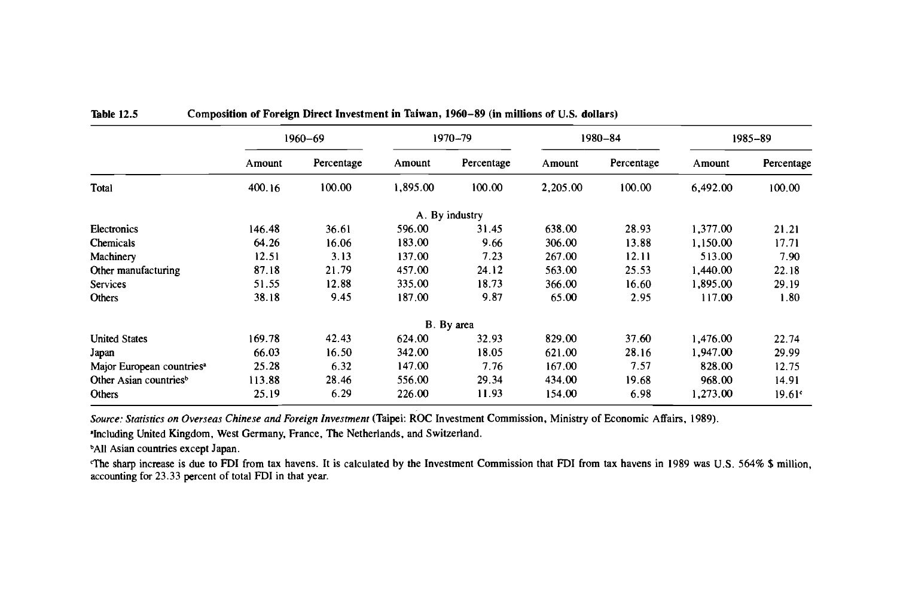**Table 12.5** **Composition of Foreign Direct Investment in Taiwan, 1960–89 (in millions of U.S. dollars)**

| | 1960–69 | | 1970–79 | | 1980–84 | | 1985–89 | |
|---|---|---|---|---|---|---|---|---|
| | Amount | Percentage | Amount | Percentage | Amount | Percentage | Amount | Percentage |
| Total | 400.16 | 100.00 | 1,895.00 | 100.00 | 2,205.00 | 100.00 | 6,492.00 | 100.00 |
| | | | A. By industry | | | | | |
| Electronics | 146.48 | 36.61 | 596.00 | 31.45 | 638.00 | 28.93 | 1,377.00 | 21.21 |
| Chemicals | 64.26 | 16.06 | 183.00 | 9.66 | 306.00 | 13.88 | 1,150.00 | 17.71 |
| Machinery | 12.51 | 3.13 | 137.00 | 7.23 | 267.00 | 12.11 | 513.00 | 7.90 |
| Other manufacturing | 87.18 | 21.79 | 457.00 | 24.12 | 563.00 | 25.53 | 1,440.00 | 22.18 |
| Services | 51.55 | 12.88 | 335.00 | 18.73 | 366.00 | 16.60 | 1,895.00 | 29.19 |
| Others | 38.18 | 9.45 | 187.00 | 9.87 | 65.00 | 2.95 | 117.00 | 1.80 |
| | | | B. By area | | | | | |
| United States | 169.78 | 42.43 | 624.00 | 32.93 | 829.00 | 37.60 | 1,476.00 | 22.74 |
| Japan | 66.03 | 16.50 | 342.00 | 18.05 | 621.00 | 28.16 | 1,947.00 | 29.99 |
| Major European countries[a] | 25.28 | 6.32 | 147.00 | 7.76 | 167.00 | 7.57 | 828.00 | 12.75 |
| Other Asian countries[b] | 113.88 | 28.46 | 556.00 | 29.34 | 434.00 | 19.68 | 968.00 | 14.91 |
| Others | 25.19 | 6.29 | 226.00 | 11.93 | 154.00 | 6.98 | 1,273.00 | 19.61[c] |

*Source: Statistics on Overseas Chinese and Foreign Investment* (Taipei: ROC Investment Commission, Ministry of Economic Affairs, 1989).

[a]Including United Kingdom, West Germany, France, The Netherlands, and Switzerland.

[b]All Asian countries except Japan.

[c]The sharp increase is due to FDI from tax havens. It is calculated by the Investment Commission that FDI from tax havens in 1989 was U.S. 564% $ million, accounting for 23.33 percent of total FDI in that year.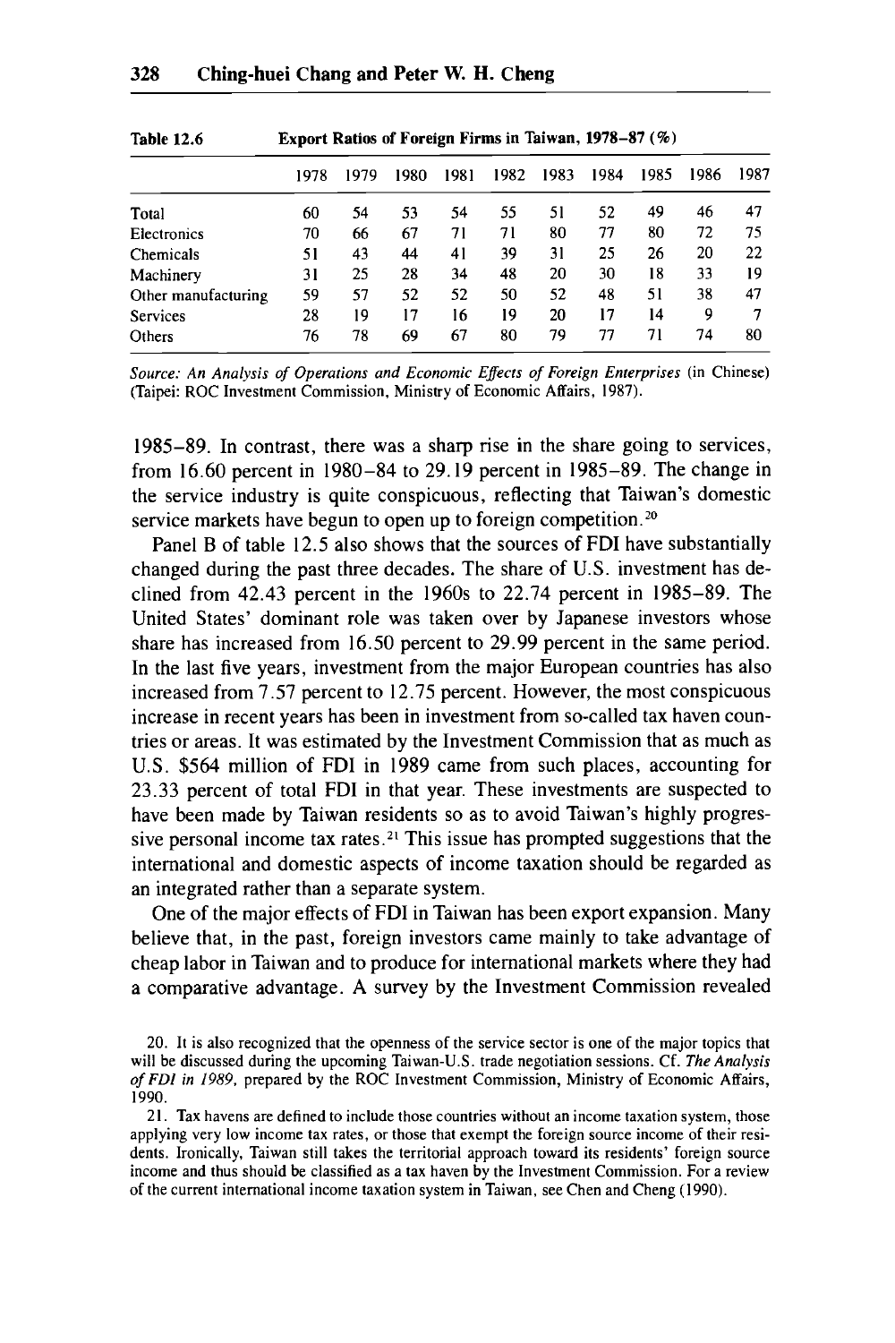Table 12.6 Export Ratios of Foreign Firms in Taiwan, 1978–87 (%)

| | 1978 | 1979 | 1980 | 1981 | 1982 | 1983 | 1984 | 1985 | 1986 | 1987 |
|---|---|---|---|---|---|---|---|---|---|---|
| Total | 60 | 54 | 53 | 54 | 55 | 51 | 52 | 49 | 46 | 47 |
| Electronics | 70 | 66 | 67 | 71 | 71 | 80 | 77 | 80 | 72 | 75 |
| Chemicals | 51 | 43 | 44 | 41 | 39 | 31 | 25 | 26 | 20 | 22 |
| Machinery | 31 | 25 | 28 | 34 | 48 | 20 | 30 | 18 | 33 | 19 |
| Other manufacturing | 59 | 57 | 52 | 52 | 50 | 52 | 48 | 51 | 38 | 47 |
| Services | 28 | 19 | 17 | 16 | 19 | 20 | 17 | 14 | 9 | 7 |
| Others | 76 | 78 | 69 | 67 | 80 | 79 | 77 | 71 | 74 | 80 |

*Source: An Analysis of Operations and Economic Effects of Foreign Enterprises* (in Chinese) (Taipei: ROC Investment Commission, Ministry of Economic Affairs, 1987).

1985–89. In contrast, there was a sharp rise in the share going to services, from 16.60 percent in 1980–84 to 29.19 percent in 1985–89. The change in the service industry is quite conspicuous, reflecting that Taiwan's domestic service markets have begun to open up to foreign competition.[20]

Panel B of table 12.5 also shows that the sources of FDI have substantially changed during the past three decades. The share of U.S. investment has declined from 42.43 percent in the 1960s to 22.74 percent in 1985–89. The United States' dominant role was taken over by Japanese investors whose share has increased from 16.50 percent to 29.99 percent in the same period. In the last five years, investment from the major European countries has also increased from 7.57 percent to 12.75 percent. However, the most conspicuous increase in recent years has been in investment from so-called tax haven countries or areas. It was estimated by the Investment Commission that as much as U.S. $564 million of FDI in 1989 came from such places, accounting for 23.33 percent of total FDI in that year. These investments are suspected to have been made by Taiwan residents so as to avoid Taiwan's highly progressive personal income tax rates.[21] This issue has prompted suggestions that the international and domestic aspects of income taxation should be regarded as an integrated rather than a separate system.

One of the major effects of FDI in Taiwan has been export expansion. Many believe that, in the past, foreign investors came mainly to take advantage of cheap labor in Taiwan and to produce for international markets where they had a comparative advantage. A survey by the Investment Commission revealed

20. It is also recognized that the openness of the service sector is one of the major topics that will be discussed during the upcoming Taiwan-U.S. trade negotiation sessions. Cf. *The Analysis of FDI in 1989*, prepared by the ROC Investment Commission, Ministry of Economic Affairs, 1990.

21. Tax havens are defined to include those countries without an income taxation system, those applying very low income tax rates, or those that exempt the foreign source income of their residents. Ironically, Taiwan still takes the territorial approach toward its residents' foreign source income and thus should be classified as a tax haven by the Investment Commission. For a review of the current international income taxation system in Taiwan, see Chen and Cheng (1990).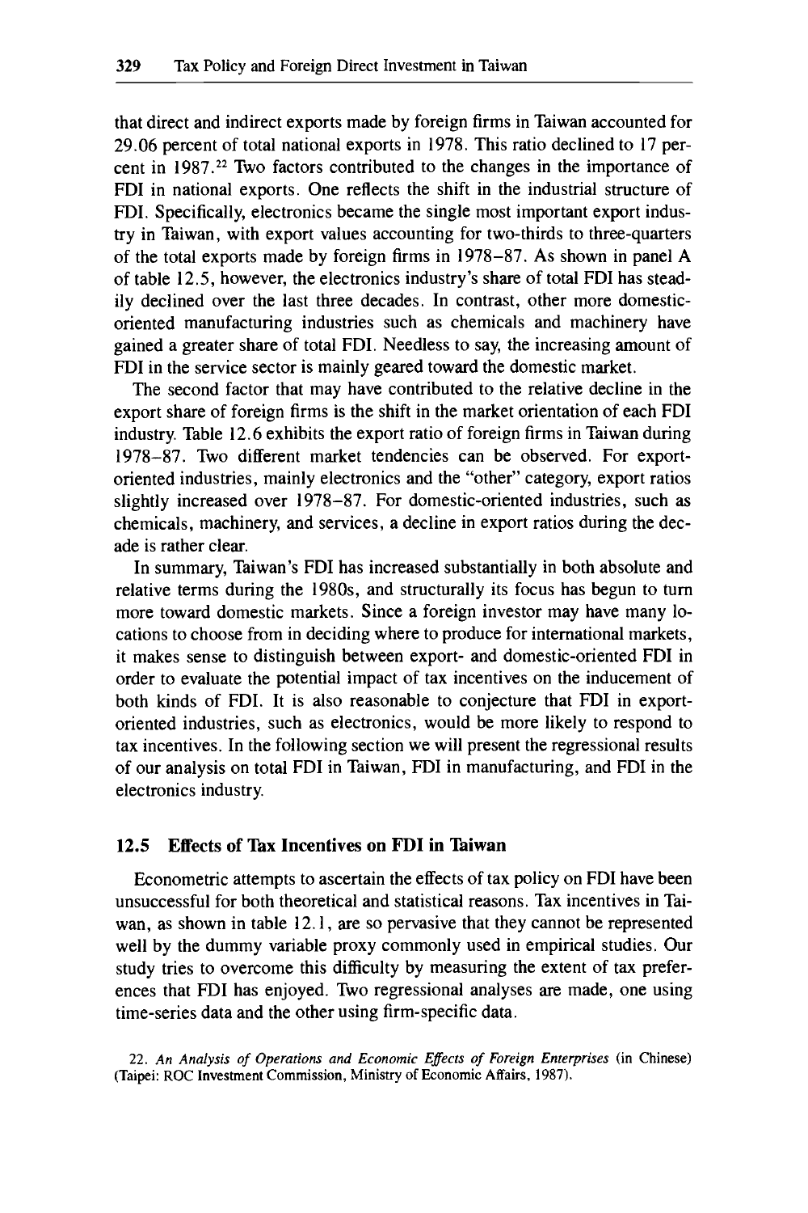that direct and indirect exports made by foreign firms in Taiwan accounted for 29.06 percent of total national exports in 1978. This ratio declined to 17 percent in 1987.[22] Two factors contributed to the changes in the importance of FDI in national exports. One reflects the shift in the industrial structure of FDI. Specifically, electronics became the single most important export industry in Taiwan, with export values accounting for two-thirds to three-quarters of the total exports made by foreign firms in 1978–87. As shown in panel A of table 12.5, however, the electronics industry's share of total FDI has steadily declined over the last three decades. In contrast, other more domestic-oriented manufacturing industries such as chemicals and machinery have gained a greater share of total FDI. Needless to say, the increasing amount of FDI in the service sector is mainly geared toward the domestic market.

The second factor that may have contributed to the relative decline in the export share of foreign firms is the shift in the market orientation of each FDI industry. Table 12.6 exhibits the export ratio of foreign firms in Taiwan during 1978–87. Two different market tendencies can be observed. For export-oriented industries, mainly electronics and the "other" category, export ratios slightly increased over 1978–87. For domestic-oriented industries, such as chemicals, machinery, and services, a decline in export ratios during the decade is rather clear.

In summary, Taiwan's FDI has increased substantially in both absolute and relative terms during the 1980s, and structurally its focus has begun to turn more toward domestic markets. Since a foreign investor may have many locations to choose from in deciding where to produce for international markets, it makes sense to distinguish between export- and domestic-oriented FDI in order to evaluate the potential impact of tax incentives on the inducement of both kinds of FDI. It is also reasonable to conjecture that FDI in export-oriented industries, such as electronics, would be more likely to respond to tax incentives. In the following section we will present the regressional results of our analysis on total FDI in Taiwan, FDI in manufacturing, and FDI in the electronics industry.

## 12.5 Effects of Tax Incentives on FDI in Taiwan

Econometric attempts to ascertain the effects of tax policy on FDI have been unsuccessful for both theoretical and statistical reasons. Tax incentives in Taiwan, as shown in table 12.1, are so pervasive that they cannot be represented well by the dummy variable proxy commonly used in empirical studies. Our study tries to overcome this difficulty by measuring the extent of tax preferences that FDI has enjoyed. Two regressional analyses are made, one using time-series data and the other using firm-specific data.

22. *An Analysis of Operations and Economic Effects of Foreign Enterprises* (in Chinese) (Taipei: ROC Investment Commission, Ministry of Economic Affairs, 1987).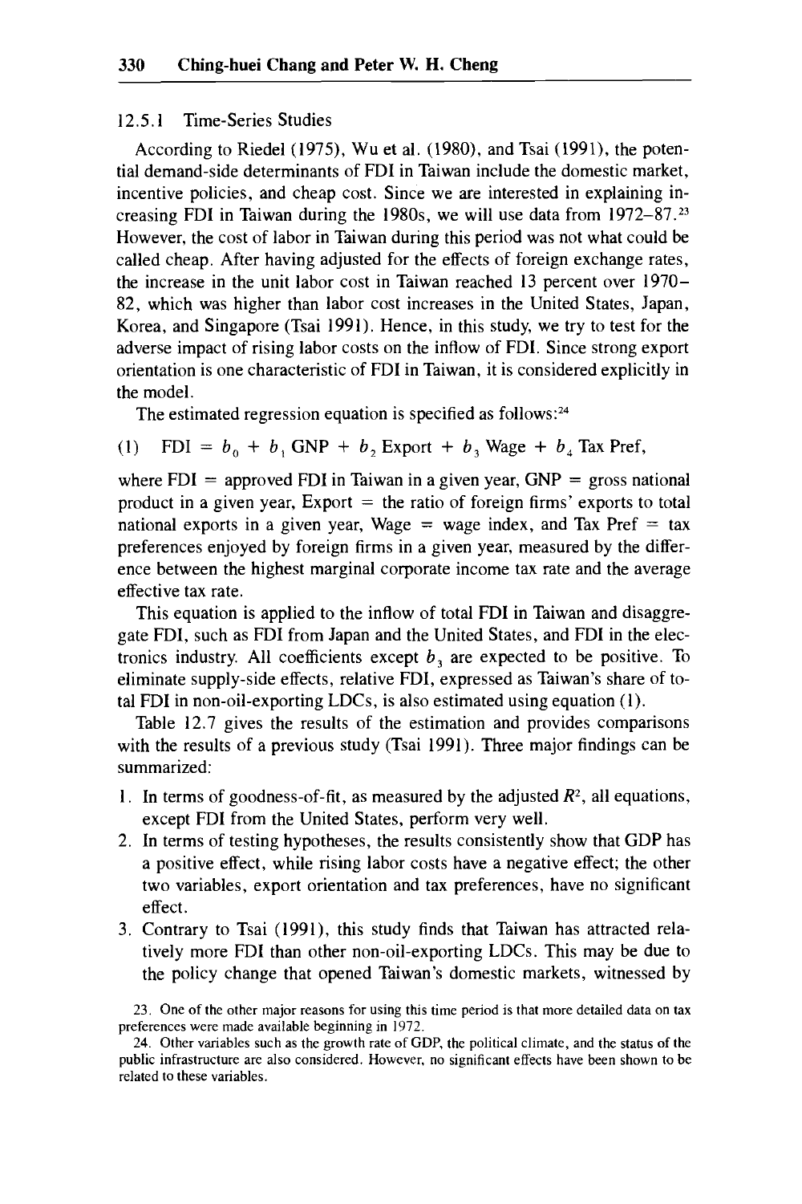### 12.5.1 Time-Series Studies

According to Riedel (1975), Wu et al. (1980), and Tsai (1991), the potential demand-side determinants of FDI in Taiwan include the domestic market, incentive policies, and cheap cost. Since we are interested in explaining increasing FDI in Taiwan during the 1980s, we will use data from 1972–87.[23] However, the cost of labor in Taiwan during this period was not what could be called cheap. After having adjusted for the effects of foreign exchange rates, the increase in the unit labor cost in Taiwan reached 13 percent over 1970–82, which was higher than labor cost increases in the United States, Japan, Korea, and Singapore (Tsai 1991). Hence, in this study, we try to test for the adverse impact of rising labor costs on the inflow of FDI. Since strong export orientation is one characteristic of FDI in Taiwan, it is considered explicitly in the model.

The estimated regression equation is specified as follows:[24]

$$(1) \quad \text{FDI} = b_0 + b_1\,\text{GNP} + b_2\,\text{Export} + b_3\,\text{Wage} + b_4\,\text{Tax Pref},$$

where FDI = approved FDI in Taiwan in a given year, GNP = gross national product in a given year, Export = the ratio of foreign firms' exports to total national exports in a given year, Wage = wage index, and Tax Pref = tax preferences enjoyed by foreign firms in a given year, measured by the difference between the highest marginal corporate income tax rate and the average effective tax rate.

This equation is applied to the inflow of total FDI in Taiwan and disaggregate FDI, such as FDI from Japan and the United States, and FDI in the electronics industry. All coefficients except $b_3$ are expected to be positive. To eliminate supply-side effects, relative FDI, expressed as Taiwan's share of total FDI in non-oil-exporting LDCs, is also estimated using equation (1).

Table 12.7 gives the results of the estimation and provides comparisons with the results of a previous study (Tsai 1991). Three major findings can be summarized:

1. In terms of goodness-of-fit, as measured by the adjusted $R^2$, all equations, except FDI from the United States, perform very well.
2. In terms of testing hypotheses, the results consistently show that GDP has a positive effect, while rising labor costs have a negative effect; the other two variables, export orientation and tax preferences, have no significant effect.
3. Contrary to Tsai (1991), this study finds that Taiwan has attracted relatively more FDI than other non-oil-exporting LDCs. This may be due to the policy change that opened Taiwan's domestic markets, witnessed by

23. One of the other major reasons for using this time period is that more detailed data on tax preferences were made available beginning in 1972.

24. Other variables such as the growth rate of GDP, the political climate, and the status of the public infrastructure are also considered. However, no significant effects have been shown to be related to these variables.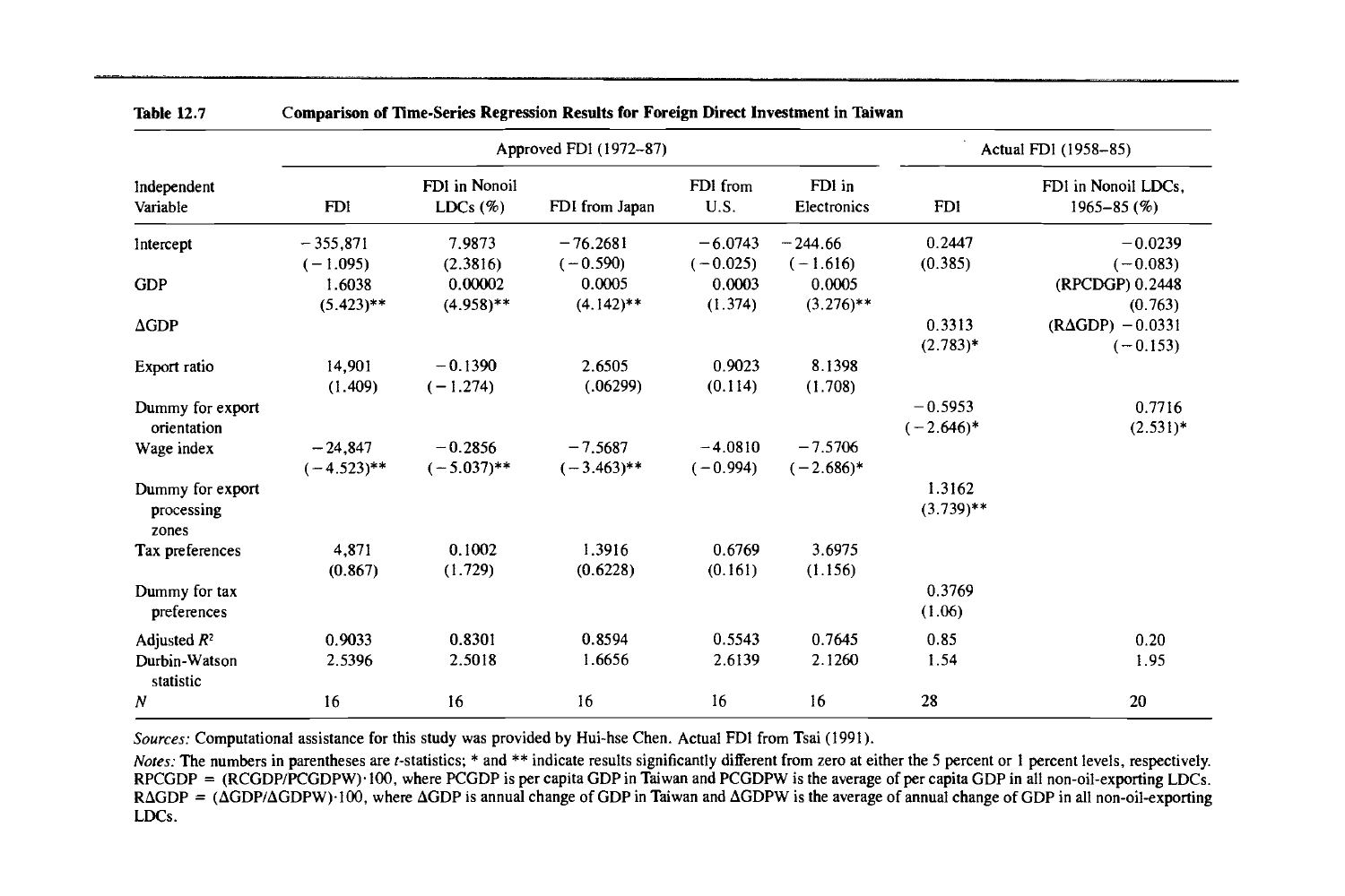**Table 12.7 Comparison of Time-Series Regression Results for Foreign Direct Investment in Taiwan**

| Independent Variable | Approved FDI (1972–87) | | | | | Actual FDI (1958–85) | |
|---|---|---|---|---|---|---|---|
| | FDI | FDI in Nonoil LDCs (%) | FDI from Japan | FDI from U.S. | FDI in Electronics | FDI | FDI in Nonoil LDCs, 1965–85 (%) |
| Intercept | −355,871 (−1.095) | 7.9873 (2.3816) | −76.2681 (−0.590) | −6.0743 (−0.025) | −244.66 (−1.616) | 0.2447 (0.385) | −0.0239 (−0.083) |
| GDP | 1.6038 (5.423)** | 0.00002 (4.958)** | 0.0005 (4.142)** | 0.0003 (1.374) | 0.0005 (3.276)** | | (RPCDGP) 0.2448 (0.763) |
| ΔGDP | | | | | | 0.3313 (2.783)* | (RΔGDP) −0.0331 (−0.153) |
| Export ratio | 14,901 (1.409) | −0.1390 (−1.274) | 2.6505 (.06299) | 0.9023 (0.114) | 8.1398 (1.708) | | |
| Dummy for export orientation | | | | | | −0.5953 (−2.646)* | 0.7716 (2.531)* |
| Wage index | −24,847 (−4.523)** | −0.2856 (−5.037)** | −7.5687 (−3.463)** | −4.0810 (−0.994) | −7.5706 (−2.686)* | | |
| Dummy for export processing zones | | | | | | 1.3162 (3.739)** | |
| Tax preferences | 4,871 (0.867) | 0.1002 (1.729) | 1.3916 (0.6228) | 0.6769 (0.161) | 3.6975 (1.156) | | |
| Dummy for tax preferences | | | | | | 0.3769 (1.06) | |
| Adjusted $R^2$ | 0.9033 | 0.8301 | 0.8594 | 0.5543 | 0.7645 | 0.85 | 0.20 |
| Durbin-Watson statistic | 2.5396 | 2.5018 | 1.6656 | 2.6139 | 2.1260 | 1.54 | 1.95 |
| $N$ | 16 | 16 | 16 | 16 | 16 | 28 | 20 |

*Sources:* Computational assistance for this study was provided by Hui-hse Chen. Actual FDI from Tsai (1991).

*Notes:* The numbers in parentheses are $t$-statistics; * and ** indicate results significantly different from zero at either the 5 percent or 1 percent levels, respectively. RPCGDP = (RCGDP/PCGDPW)·100, where PCGDP is per capita GDP in Taiwan and PCGDPW is the average of per capita GDP in all non-oil-exporting LDCs. RΔGDP = (ΔGDP/ΔGDPW)·100, where ΔGDP is annual change of GDP in Taiwan and ΔGDPW is the average of annual change of GDP in all non-oil-exporting LDCs.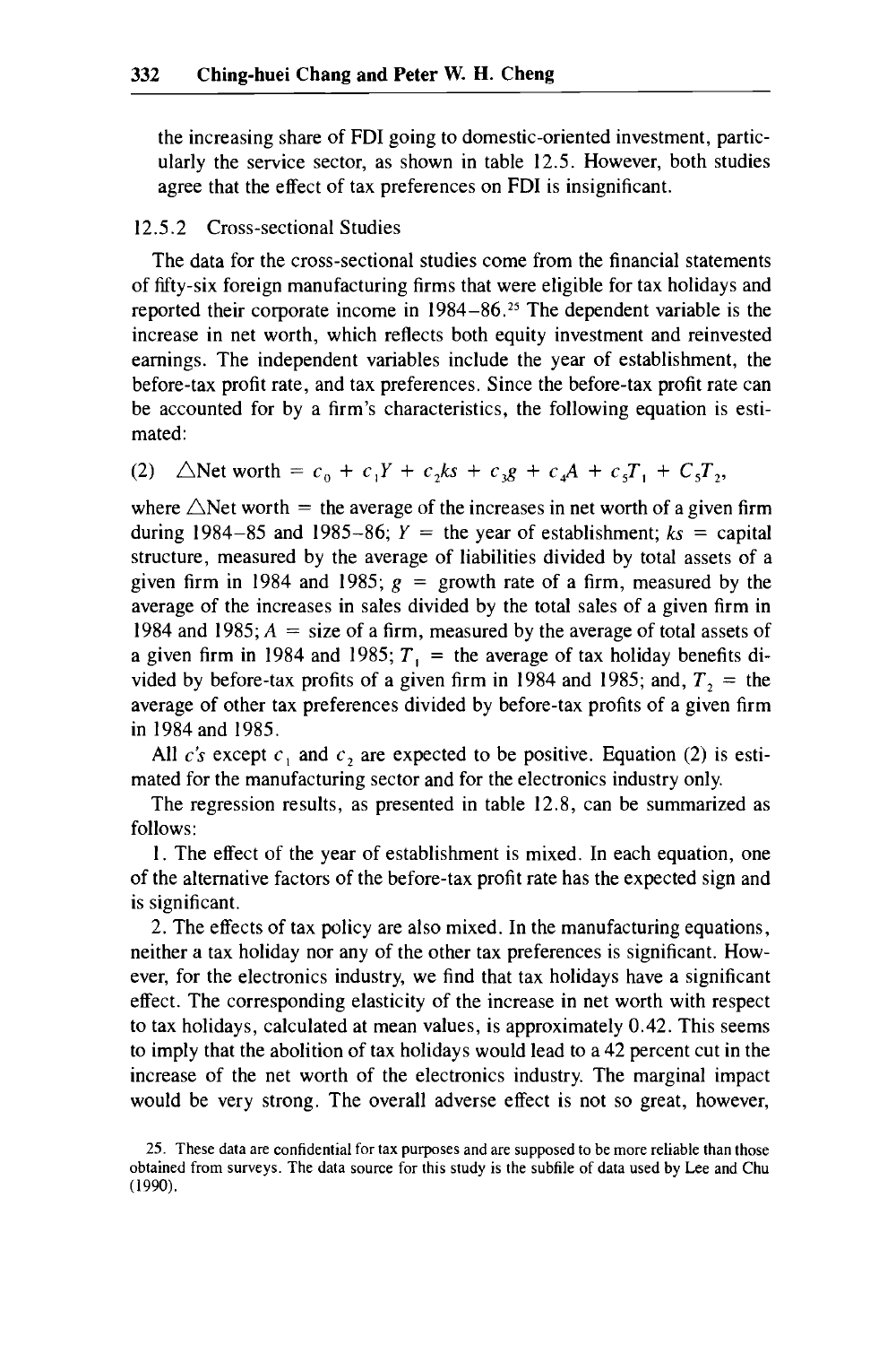the increasing share of FDI going to domestic-oriented investment, particularly the service sector, as shown in table 12.5. However, both studies agree that the effect of tax preferences on FDI is insignificant.

### 12.5.2 Cross-sectional Studies

The data for the cross-sectional studies come from the financial statements of fifty-six foreign manufacturing firms that were eligible for tax holidays and reported their corporate income in 1984–86.[25] The dependent variable is the increase in net worth, which reflects both equity investment and reinvested earnings. The independent variables include the year of establishment, the before-tax profit rate, and tax preferences. Since the before-tax profit rate can be accounted for by a firm's characteristics, the following equation is estimated:

$$(2)\quad \triangle\text{Net worth} = c_0 + c_1 Y + c_2 ks + c_3 g + c_4 A + c_5 T_1 + C_5 T_2,$$

where $\triangle$Net worth = the average of the increases in net worth of a given firm during 1984–85 and 1985–86; $Y$ = the year of establishment; $ks$ = capital structure, measured by the average of liabilities divided by total assets of a given firm in 1984 and 1985; $g$ = growth rate of a firm, measured by the average of the increases in sales divided by the total sales of a given firm in 1984 and 1985; $A$ = size of a firm, measured by the average of total assets of a given firm in 1984 and 1985; $T_1$ = the average of tax holiday benefits divided by before-tax profits of a given firm in 1984 and 1985; and, $T_2$ = the average of other tax preferences divided by before-tax profits of a given firm in 1984 and 1985.

All $c$'s except $c_1$ and $c_2$ are expected to be positive. Equation (2) is estimated for the manufacturing sector and for the electronics industry only.

The regression results, as presented in table 12.8, can be summarized as follows:

1. The effect of the year of establishment is mixed. In each equation, one of the alternative factors of the before-tax profit rate has the expected sign and is significant.

2. The effects of tax policy are also mixed. In the manufacturing equations, neither a tax holiday nor any of the other tax preferences is significant. However, for the electronics industry, we find that tax holidays have a significant effect. The corresponding elasticity of the increase in net worth with respect to tax holidays, calculated at mean values, is approximately 0.42. This seems to imply that the abolition of tax holidays would lead to a 42 percent cut in the increase of the net worth of the electronics industry. The marginal impact would be very strong. The overall adverse effect is not so great, however,

25. These data are confidential for tax purposes and are supposed to be more reliable than those obtained from surveys. The data source for this study is the subfile of data used by Lee and Chu (1990).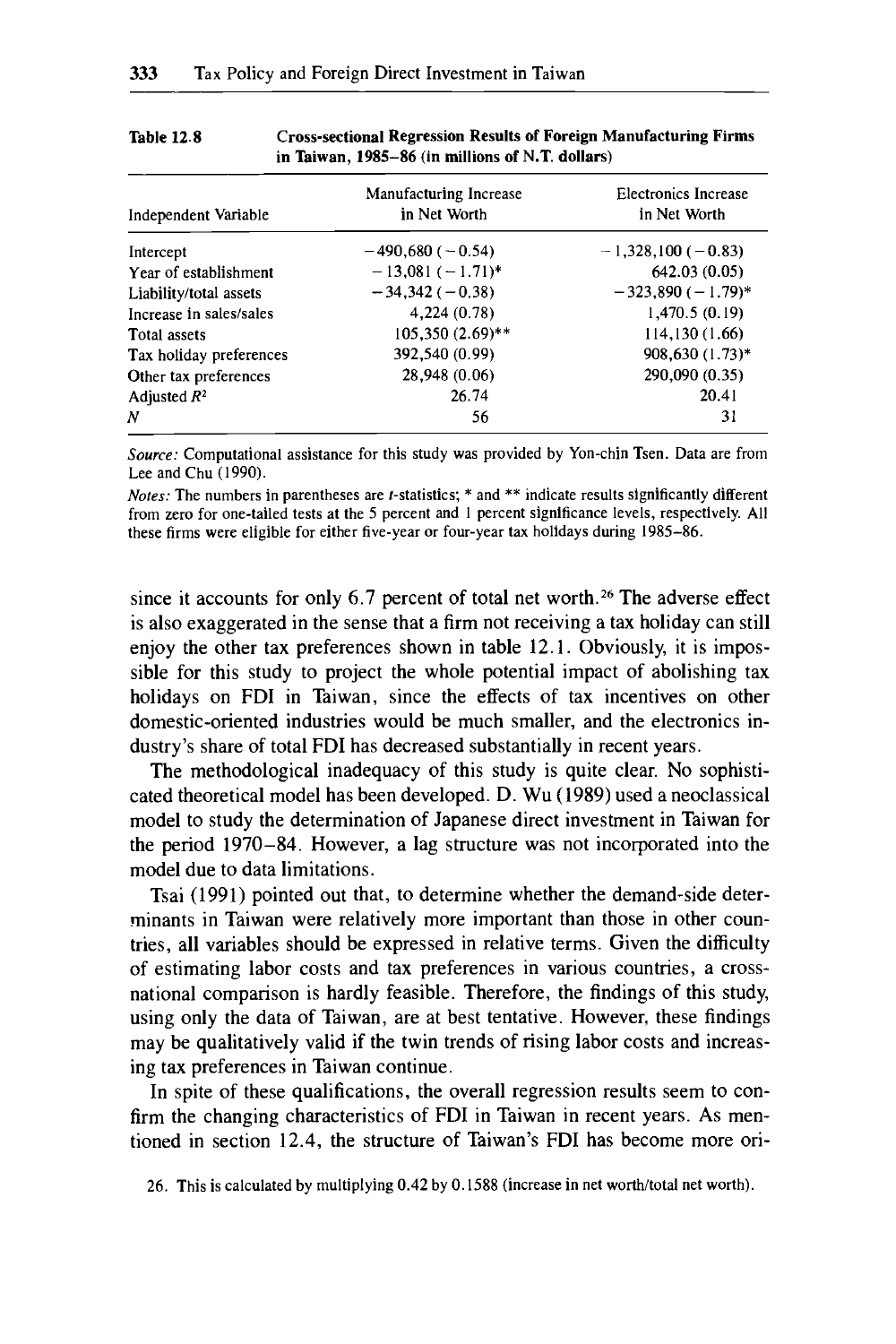**Table 12.8 Cross-sectional Regression Results of Foreign Manufacturing Firms in Taiwan, 1985–86 (in millions of N.T. dollars)**

| Independent Variable | Manufacturing Increase in Net Worth | Electronics Increase in Net Worth |
|---|---|---|
| Intercept | −490,680 (−0.54) | −1,328,100 (−0.83) |
| Year of establishment | −13,081 (−1.71)* | 642.03 (0.05) |
| Liability/total assets | −34,342 (−0.38) | −323,890 (−1.79)* |
| Increase in sales/sales | 4,224 (0.78) | 1,470.5 (0.19) |
| Total assets | 105,350 (2.69)** | 114,130 (1.66) |
| Tax holiday preferences | 392,540 (0.99) | 908,630 (1.73)* |
| Other tax preferences | 28,948 (0.06) | 290,090 (0.35) |
| Adjusted $R^2$ | 26.74 | 20.41 |
| $N$ | 56 | 31 |

*Source:* Computational assistance for this study was provided by Yon-chin Tsen. Data are from Lee and Chu (1990).

*Notes:* The numbers in parentheses are $t$-statistics; * and ** indicate results significantly different from zero for one-tailed tests at the 5 percent and 1 percent significance levels, respectively. All these firms were eligible for either five-year or four-year tax holidays during 1985–86.

since it accounts for only 6.7 percent of total net worth.[26] The adverse effect is also exaggerated in the sense that a firm not receiving a tax holiday can still enjoy the other tax preferences shown in table 12.1. Obviously, it is impossible for this study to project the whole potential impact of abolishing tax holidays on FDI in Taiwan, since the effects of tax incentives on other domestic-oriented industries would be much smaller, and the electronics industry's share of total FDI has decreased substantially in recent years.

The methodological inadequacy of this study is quite clear. No sophisticated theoretical model has been developed. D. Wu (1989) used a neoclassical model to study the determination of Japanese direct investment in Taiwan for the period 1970–84. However, a lag structure was not incorporated into the model due to data limitations.

Tsai (1991) pointed out that, to determine whether the demand-side determinants in Taiwan were relatively more important than those in other countries, all variables should be expressed in relative terms. Given the difficulty of estimating labor costs and tax preferences in various countries, a cross-national comparison is hardly feasible. Therefore, the findings of this study, using only the data of Taiwan, are at best tentative. However, these findings may be qualitatively valid if the twin trends of rising labor costs and increasing tax preferences in Taiwan continue.

In spite of these qualifications, the overall regression results seem to confirm the changing characteristics of FDI in Taiwan in recent years. As mentioned in section 12.4, the structure of Taiwan's FDI has become more ori-

26. This is calculated by multiplying 0.42 by 0.1588 (increase in net worth/total net worth).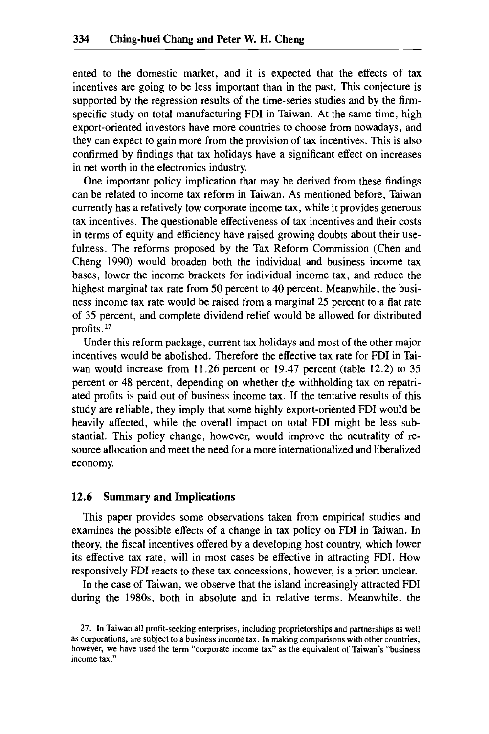ented to the domestic market, and it is expected that the effects of tax incentives are going to be less important than in the past. This conjecture is supported by the regression results of the time-series studies and by the firm-specific study on total manufacturing FDI in Taiwan. At the same time, high export-oriented investors have more countries to choose from nowadays, and they can expect to gain more from the provision of tax incentives. This is also confirmed by findings that tax holidays have a significant effect on increases in net worth in the electronics industry.

One important policy implication that may be derived from these findings can be related to income tax reform in Taiwan. As mentioned before, Taiwan currently has a relatively low corporate income tax, while it provides generous tax incentives. The questionable effectiveness of tax incentives and their costs in terms of equity and efficiency have raised growing doubts about their usefulness. The reforms proposed by the Tax Reform Commission (Chen and Cheng 1990) would broaden both the individual and business income tax bases, lower the income brackets for individual income tax, and reduce the highest marginal tax rate from 50 percent to 40 percent. Meanwhile, the business income tax rate would be raised from a marginal 25 percent to a flat rate of 35 percent, and complete dividend relief would be allowed for distributed profits.[27]

Under this reform package, current tax holidays and most of the other major incentives would be abolished. Therefore the effective tax rate for FDI in Taiwan would increase from 11.26 percent or 19.47 percent (table 12.2) to 35 percent or 48 percent, depending on whether the withholding tax on repatriated profits is paid out of business income tax. If the tentative results of this study are reliable, they imply that some highly export-oriented FDI would be heavily affected, while the overall impact on total FDI might be less substantial. This policy change, however, would improve the neutrality of resource allocation and meet the need for a more internationalized and liberalized economy.

## 12.6 Summary and Implications

This paper provides some observations taken from empirical studies and examines the possible effects of a change in tax policy on FDI in Taiwan. In theory, the fiscal incentives offered by a developing host country, which lower its effective tax rate, will in most cases be effective in attracting FDI. How responsively FDI reacts to these tax concessions, however, is a priori unclear.

In the case of Taiwan, we observe that the island increasingly attracted FDI during the 1980s, both in absolute and in relative terms. Meanwhile, the

27. In Taiwan all profit-seeking enterprises, including proprietorships and partnerships as well as corporations, are subject to a business income tax. In making comparisons with other countries, however, we have used the term "corporate income tax" as the equivalent of Taiwan's "business income tax."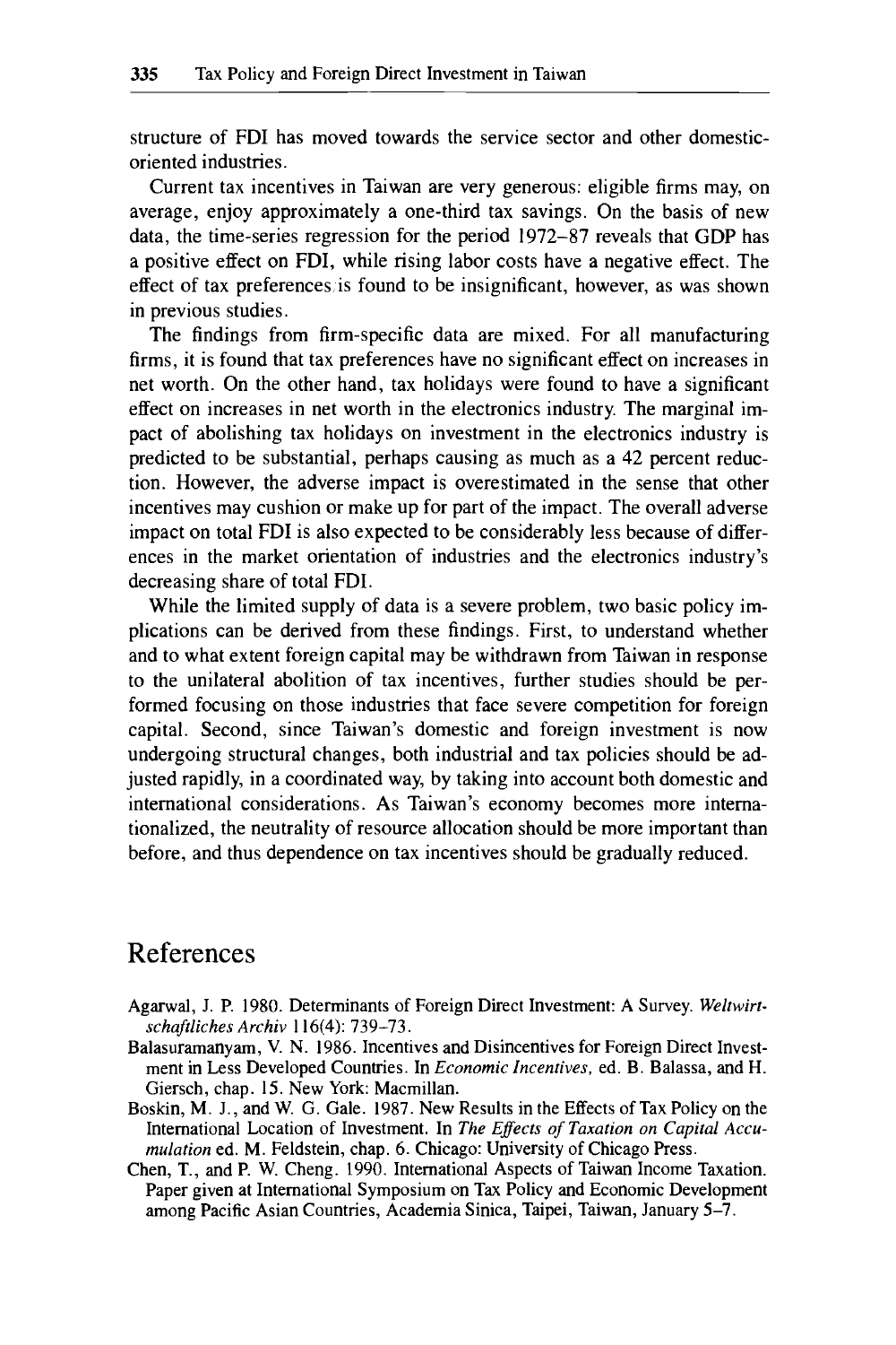structure of FDI has moved towards the service sector and other domestic-oriented industries.

Current tax incentives in Taiwan are very generous: eligible firms may, on average, enjoy approximately a one-third tax savings. On the basis of new data, the time-series regression for the period 1972–87 reveals that GDP has a positive effect on FDI, while rising labor costs have a negative effect. The effect of tax preferences is found to be insignificant, however, as was shown in previous studies.

The findings from firm-specific data are mixed. For all manufacturing firms, it is found that tax preferences have no significant effect on increases in net worth. On the other hand, tax holidays were found to have a significant effect on increases in net worth in the electronics industry. The marginal impact of abolishing tax holidays on investment in the electronics industry is predicted to be substantial, perhaps causing as much as a 42 percent reduction. However, the adverse impact is overestimated in the sense that other incentives may cushion or make up for part of the impact. The overall adverse impact on total FDI is also expected to be considerably less because of differences in the market orientation of industries and the electronics industry's decreasing share of total FDI.

While the limited supply of data is a severe problem, two basic policy implications can be derived from these findings. First, to understand whether and to what extent foreign capital may be withdrawn from Taiwan in response to the unilateral abolition of tax incentives, further studies should be performed focusing on those industries that face severe competition for foreign capital. Second, since Taiwan's domestic and foreign investment is now undergoing structural changes, both industrial and tax policies should be adjusted rapidly, in a coordinated way, by taking into account both domestic and international considerations. As Taiwan's economy becomes more internationalized, the neutrality of resource allocation should be more important than before, and thus dependence on tax incentives should be gradually reduced.

# References

Agarwal, J. P. 1980. Determinants of Foreign Direct Investment: A Survey. *Weltwirtschaftliches Archiv* 116(4): 739–73.

Balasuramanyam, V. N. 1986. Incentives and Disincentives for Foreign Direct Investment in Less Developed Countries. In *Economic Incentives*, ed. B. Balassa, and H. Giersch, chap. 15. New York: Macmillan.

Boskin, M. J., and W. G. Gale. 1987. New Results in the Effects of Tax Policy on the International Location of Investment. In *The Effects of Taxation on Capital Accumulation* ed. M. Feldstein, chap. 6. Chicago: University of Chicago Press.

Chen, T., and P. W. Cheng. 1990. International Aspects of Taiwan Income Taxation. Paper given at International Symposium on Tax Policy and Economic Development among Pacific Asian Countries, Academia Sinica, Taipei, Taiwan, January 5–7.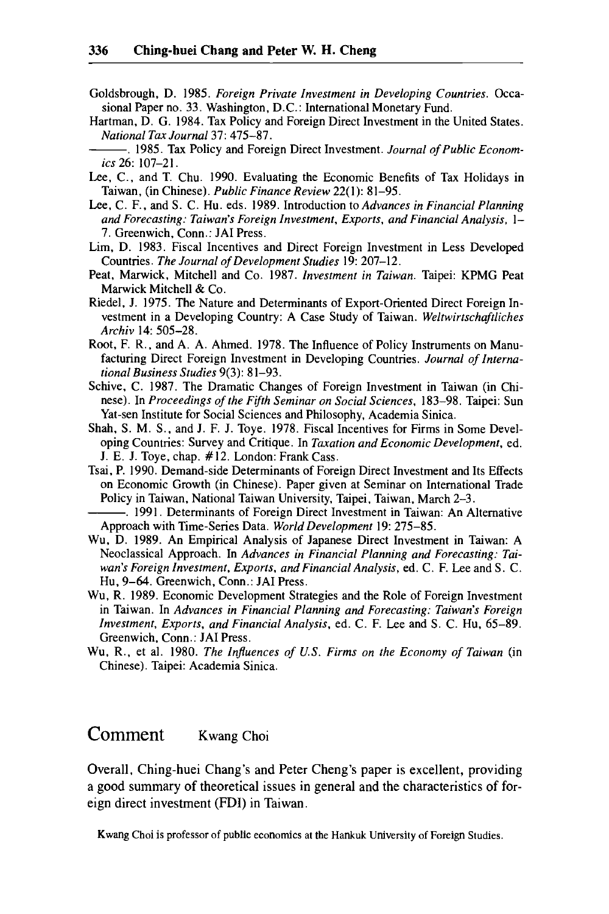Goldsbrough, D. 1985. *Foreign Private Investment in Developing Countries*. Occasional Paper no. 33. Washington, D.C.: International Monetary Fund.

Hartman, D. G. 1984. Tax Policy and Foreign Direct Investment in the United States. *National Tax Journal* 37: 475–87.

———. 1985. Tax Policy and Foreign Direct Investment. *Journal of Public Economics* 26: 107–21.

Lee, C., and T. Chu. 1990. Evaluating the Economic Benefits of Tax Holidays in Taiwan, (in Chinese). *Public Finance Review* 22(1): 81–95.

Lee, C. F., and S. C. Hu. eds. 1989. Introduction to *Advances in Financial Planning and Forecasting: Taiwan's Foreign Investment, Exports, and Financial Analysis*, 1–7. Greenwich, Conn.: JAI Press.

Lim, D. 1983. Fiscal Incentives and Direct Foreign Investment in Less Developed Countries. *The Journal of Development Studies* 19: 207–12.

Peat, Marwick, Mitchell and Co. 1987. *Investment in Taiwan*. Taipei: KPMG Peat Marwick Mitchell & Co.

Riedel, J. 1975. The Nature and Determinants of Export-Oriented Direct Foreign Investment in a Developing Country: A Case Study of Taiwan. *Weltwirtschaftliches Archiv* 14: 505–28.

Root, F. R., and A. A. Ahmed. 1978. The Influence of Policy Instruments on Manufacturing Direct Foreign Investment in Developing Countries. *Journal of International Business Studies* 9(3): 81–93.

Schive, C. 1987. The Dramatic Changes of Foreign Investment in Taiwan (in Chinese). In *Proceedings of the Fifth Seminar on Social Sciences*, 183–98. Taipei: Sun Yat-sen Institute for Social Sciences and Philosophy, Academia Sinica.

Shah, S. M. S., and J. F. J. Toye. 1978. Fiscal Incentives for Firms in Some Developing Countries: Survey and Critique. In *Taxation and Economic Development*, ed. J. E. J. Toye, chap. #12. London: Frank Cass.

Tsai, P. 1990. Demand-side Determinants of Foreign Direct Investment and Its Effects on Economic Growth (in Chinese). Paper given at Seminar on International Trade Policy in Taiwan, National Taiwan University, Taipei, Taiwan, March 2–3.

———. 1991. Determinants of Foreign Direct Investment in Taiwan: An Alternative Approach with Time-Series Data. *World Development* 19: 275–85.

Wu, D. 1989. An Empirical Analysis of Japanese Direct Investment in Taiwan: A Neoclassical Approach. In *Advances in Financial Planning and Forecasting: Taiwan's Foreign Investment, Exports, and Financial Analysis*, ed. C. F. Lee and S. C. Hu, 9–64. Greenwich, Conn.: JAI Press.

Wu, R. 1989. Economic Development Strategies and the Role of Foreign Investment in Taiwan. In *Advances in Financial Planning and Forecasting: Taiwan's Foreign Investment, Exports, and Financial Analysis*, ed. C. F. Lee and S. C. Hu, 65–89. Greenwich, Conn.: JAI Press.

Wu, R., et al. 1980. *The Influences of U.S. Firms on the Economy of Taiwan* (in Chinese). Taipei: Academia Sinica.

# Comment Kwang Choi

Overall, Ching-huei Chang's and Peter Cheng's paper is excellent, providing a good summary of theoretical issues in general and the characteristics of foreign direct investment (FDI) in Taiwan.

Kwang Choi is professor of public economics at the Hankuk University of Foreign Studies.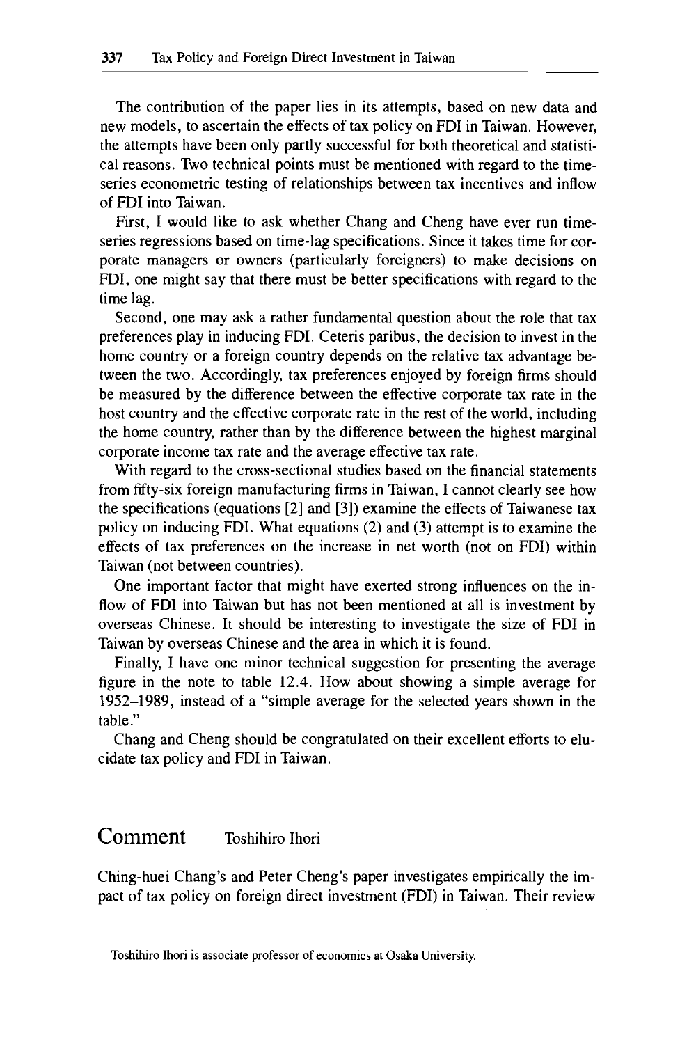The contribution of the paper lies in its attempts, based on new data and new models, to ascertain the effects of tax policy on FDI in Taiwan. However, the attempts have been only partly successful for both theoretical and statistical reasons. Two technical points must be mentioned with regard to the time-series econometric testing of relationships between tax incentives and inflow of FDI into Taiwan.

First, I would like to ask whether Chang and Cheng have ever run time-series regressions based on time-lag specifications. Since it takes time for corporate managers or owners (particularly foreigners) to make decisions on FDI, one might say that there must be better specifications with regard to the time lag.

Second, one may ask a rather fundamental question about the role that tax preferences play in inducing FDI. Ceteris paribus, the decision to invest in the home country or a foreign country depends on the relative tax advantage between the two. Accordingly, tax preferences enjoyed by foreign firms should be measured by the difference between the effective corporate tax rate in the host country and the effective corporate rate in the rest of the world, including the home country, rather than by the difference between the highest marginal corporate income tax rate and the average effective tax rate.

With regard to the cross-sectional studies based on the financial statements from fifty-six foreign manufacturing firms in Taiwan, I cannot clearly see how the specifications (equations [2] and [3]) examine the effects of Taiwanese tax policy on inducing FDI. What equations (2) and (3) attempt is to examine the effects of tax preferences on the increase in net worth (not on FDI) within Taiwan (not between countries).

One important factor that might have exerted strong influences on the inflow of FDI into Taiwan but has not been mentioned at all is investment by overseas Chinese. It should be interesting to investigate the size of FDI in Taiwan by overseas Chinese and the area in which it is found.

Finally, I have one minor technical suggestion for presenting the average figure in the note to table 12.4. How about showing a simple average for 1952–1989, instead of a "simple average for the selected years shown in the table."

Chang and Cheng should be congratulated on their excellent efforts to elucidate tax policy and FDI in Taiwan.

## Comment Toshihiro Ihori

Ching-huei Chang's and Peter Cheng's paper investigates empirically the impact of tax policy on foreign direct investment (FDI) in Taiwan. Their review

Toshihiro Ihori is associate professor of economics at Osaka University.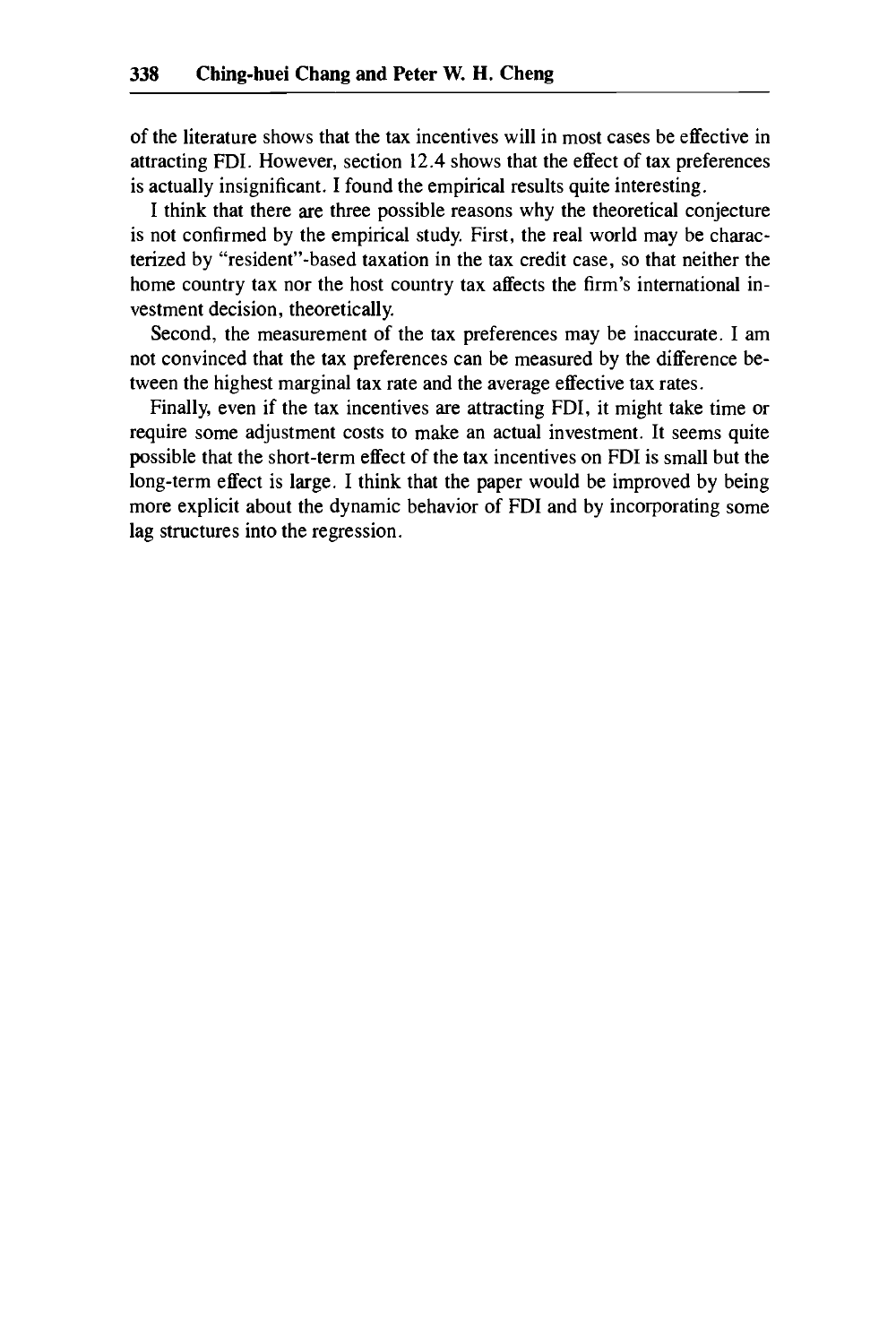of the literature shows that the tax incentives will in most cases be effective in attracting FDI. However, section 12.4 shows that the effect of tax preferences is actually insignificant. I found the empirical results quite interesting.

I think that there are three possible reasons why the theoretical conjecture is not confirmed by the empirical study. First, the real world may be characterized by "resident"-based taxation in the tax credit case, so that neither the home country tax nor the host country tax affects the firm's international investment decision, theoretically.

Second, the measurement of the tax preferences may be inaccurate. I am not convinced that the tax preferences can be measured by the difference between the highest marginal tax rate and the average effective tax rates.

Finally, even if the tax incentives are attracting FDI, it might take time or require some adjustment costs to make an actual investment. It seems quite possible that the short-term effect of the tax incentives on FDI is small but the long-term effect is large. I think that the paper would be improved by being more explicit about the dynamic behavior of FDI and by incorporating some lag structures into the regression.